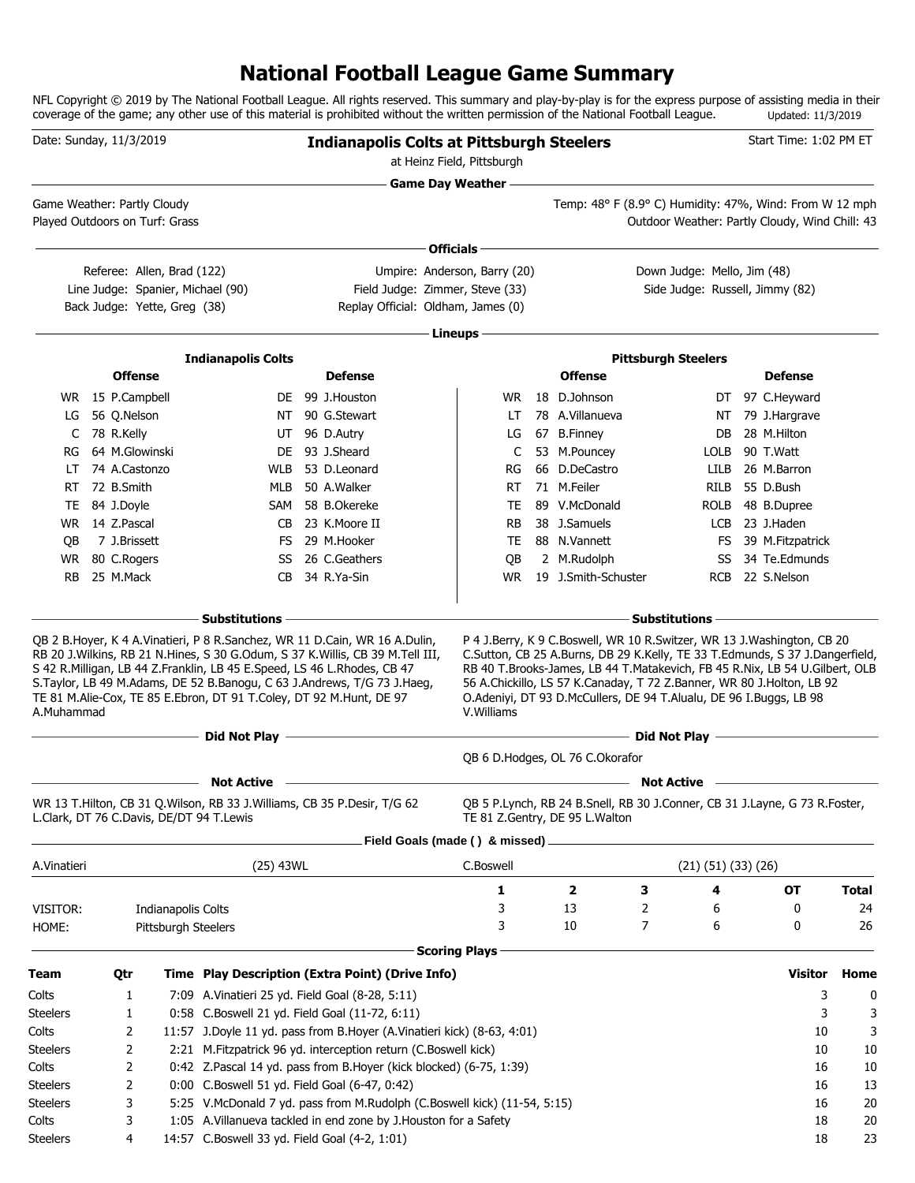# National Football League Game Summary

NFL Copyright © 2019 by The National Football League. All rights reserved. This summary and play-by-play is for the express purpose of assisting media in their coverage of the game; any other use of this material is prohibited without the written permission of the National Football League. Updated: 11/3/2019

Date: Sunday, 11/3/2019

**Indianapolis Colts at Pittsburgh Steelers**

at Heinz Field, Pittsburgh

Start Time: 1:02 PM ET

## Game Day Weather

Game Weather: Partly Cloudy
Played Outdoors on Turf: Grass

Temp: 48° F (8.9° C) Humidity: 47%, Wind: From W 12 mph
Outdoor Weather: Partly Cloudy, Wind Chill: 43

## Officials

Referee: Allen, Brad (122)
Umpire: Anderson, Barry (20)
Down Judge: Mello, Jim (48)
Line Judge: Spanier, Michael (90)
Field Judge: Zimmer, Steve (33)
Side Judge: Russell, Jimmy (82)
Back Judge: Yette, Greg (38)
Replay Official: Oldham, James (0)

## Lineups

### Indianapolis Colts

| Offense | | | Defense | | |
|---|---|---|---|---|---|
| WR | 15 | P.Campbell | DE | 99 | J.Houston |
| LG | 56 | Q.Nelson | NT | 90 | G.Stewart |
| C | 78 | R.Kelly | UT | 96 | D.Autry |
| RG | 64 | M.Glowinski | DE | 93 | J.Sheard |
| LT | 74 | A.Castonzo | WLB | 53 | D.Leonard |
| RT | 72 | B.Smith | MLB | 50 | A.Walker |
| TE | 84 | J.Doyle | SAM | 58 | B.Okereke |
| WR | 14 | Z.Pascal | CB | 23 | K.Moore II |
| QB | 7 | J.Brissett | FS | 29 | M.Hooker |
| WR | 80 | C.Rogers | SS | 26 | C.Geathers |
| RB | 25 | M.Mack | CB | 34 | R.Ya-Sin |

### Pittsburgh Steelers

| Offense | | | Defense | | |
|---|---|---|---|---|---|
| WR | 18 | D.Johnson | DT | 97 | C.Heyward |
| LT | 78 | A.Villanueva | NT | 79 | J.Hargrave |
| LG | 67 | B.Finney | DB | 28 | M.Hilton |
| C | 53 | M.Pouncey | LOLB | 90 | T.Watt |
| RG | 66 | D.DeCastro | LILB | 26 | M.Barron |
| RT | 71 | M.Feiler | RILB | 55 | D.Bush |
| TE | 89 | V.McDonald | ROLB | 48 | B.Dupree |
| RB | 38 | J.Samuels | LCB | 23 | J.Haden |
| TE | 88 | N.Vannett | FS | 39 | M.Fitzpatrick |
| QB | 2 | M.Rudolph | SS | 34 | Te.Edmunds |
| WR | 19 | J.Smith-Schuster | RCB | 22 | S.Nelson |

## Substitutions

**Indianapolis Colts:** QB 2 B.Hoyer, K 4 A.Vinatieri, P 8 R.Sanchez, WR 11 D.Cain, WR 16 A.Dulin, RB 20 J.Wilkins, RB 21 N.Hines, S 30 G.Odum, S 37 K.Willis, CB 39 M.Tell III, S 42 R.Milligan, LB 44 Z.Franklin, LB 45 E.Speed, LS 46 L.Rhodes, CB 47 S.Taylor, LB 49 M.Adams, DE 52 B.Banogu, C 63 J.Andrews, T/G 73 J.Haeg, TE 81 M.Alie-Cox, TE 85 E.Ebron, DT 91 T.Coley, DT 92 M.Hunt, DE 97 A.Muhammad

**Pittsburgh Steelers:** P 4 J.Berry, K 9 C.Boswell, WR 10 R.Switzer, WR 13 J.Washington, CB 20 C.Sutton, CB 25 A.Burns, DB 29 K.Kelly, TE 33 T.Edmunds, S 37 J.Dangerfield, RB 40 T.Brooks-James, LB 44 T.Matakevich, FB 45 R.Nix, LB 54 U.Gilbert, OLB 56 A.Chickillo, LS 57 K.Canaday, T 72 Z.Banner, WR 80 J.Holton, LB 92 O.Adeniyi, DT 93 D.McCullers, DE 94 T.Alualu, DE 96 I.Buggs, LB 98 V.Williams

## Did Not Play

**Pittsburgh Steelers:** QB 6 D.Hodges, OL 76 C.Okorafor

## Not Active

**Indianapolis Colts:** WR 13 T.Hilton, CB 31 Q.Wilson, RB 33 J.Williams, CB 35 P.Desir, T/G 62 L.Clark, DT 76 C.Davis, DE/DT 94 T.Lewis

**Pittsburgh Steelers:** QB 5 P.Lynch, RB 24 B.Snell, RB 30 J.Conner, CB 31 J.Layne, G 73 R.Foster, TE 81 Z.Gentry, DE 95 L.Walton

## Field Goals (made ( ) & missed)

| Kicker | Field Goals |
|---|---|
| A.Vinatieri | (25) 43WL |
| C.Boswell | (21) (51) (33) (26) |

| | | 1 | 2 | 3 | 4 | OT | Total |
|---|---|---|---|---|---|---|---|
| VISITOR: | Indianapolis Colts | 3 | 13 | 2 | 6 | 0 | 24 |
| HOME: | Pittsburgh Steelers | 3 | 10 | 7 | 6 | 0 | 26 |

## Scoring Plays

| Team | Qtr | Time | Play Description (Extra Point) (Drive Info) | Visitor | Home |
|---|---|---|---|---|---|
| Colts | 1 | 7:09 | A.Vinatieri 25 yd. Field Goal (8-28, 5:11) | 3 | 0 |
| Steelers | 1 | 0:58 | C.Boswell 21 yd. Field Goal (11-72, 6:11) | 3 | 3 |
| Colts | 2 | 11:57 | J.Doyle 11 yd. pass from B.Hoyer (A.Vinatieri kick) (8-63, 4:01) | 10 | 3 |
| Steelers | 2 | 2:21 | M.Fitzpatrick 96 yd. interception return (C.Boswell kick) | 10 | 10 |
| Colts | 2 | 0:42 | Z.Pascal 14 yd. pass from B.Hoyer (kick blocked) (6-75, 1:39) | 16 | 10 |
| Steelers | 2 | 0:00 | C.Boswell 51 yd. Field Goal (6-47, 0:42) | 16 | 13 |
| Steelers | 3 | 5:25 | V.McDonald 7 yd. pass from M.Rudolph (C.Boswell kick) (11-54, 5:15) | 16 | 20 |
| Colts | 3 | 1:05 | A.Villanueva tackled in end zone by J.Houston for a Safety | 18 | 20 |
| Steelers | 4 | 14:57 | C.Boswell 33 yd. Field Goal (4-2, 1:01) | 18 | 23 |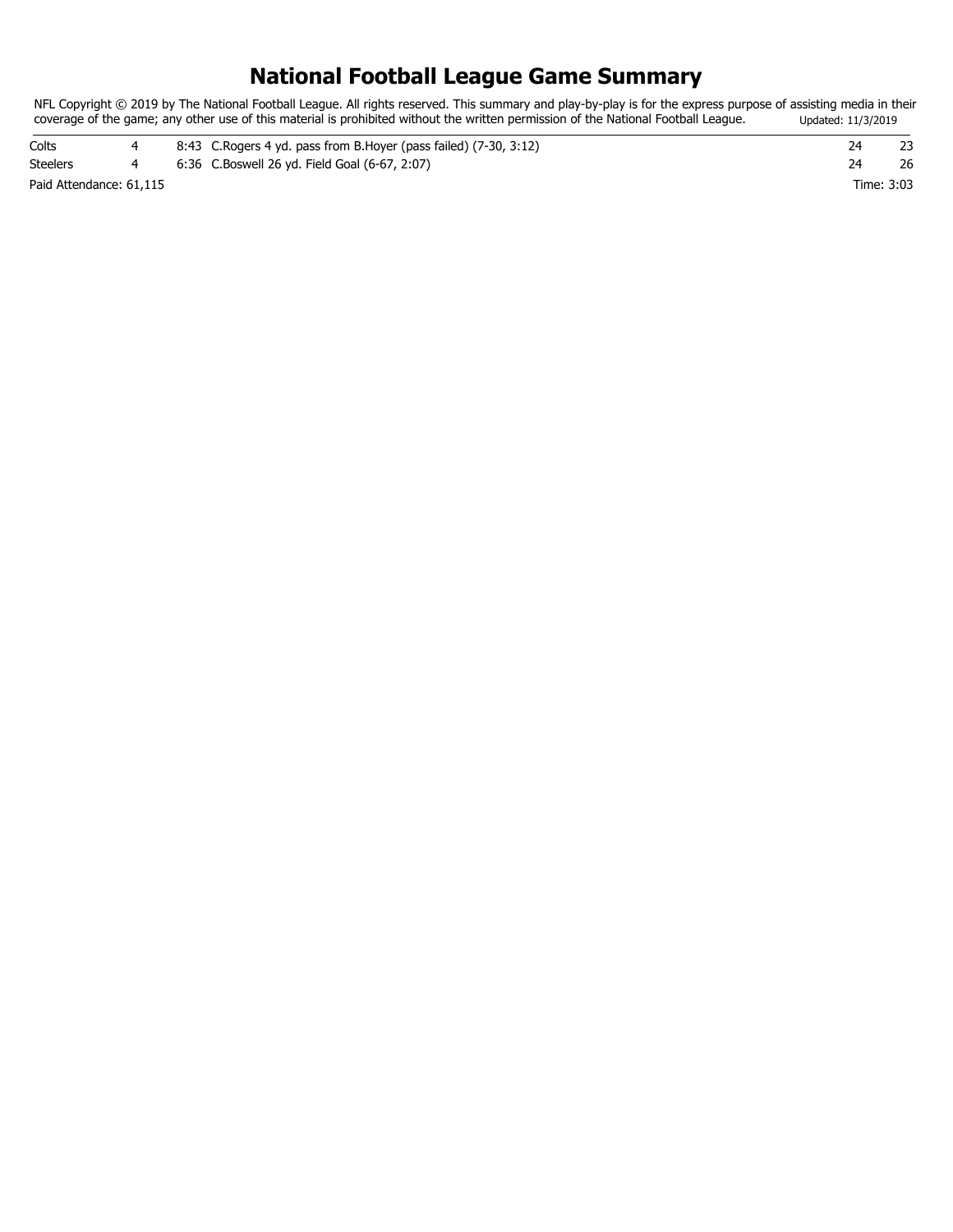# National Football League Game Summary

NFL Copyright © 2019 by The National Football League. All rights reserved. This summary and play-by-play is for the express purpose of assisting media in their coverage of the game; any other use of this material is prohibited without the written permission of the National Football League. Updated: 11/3/2019

| | | | | |
|---|---|---|---|---|
| Colts | 4 | 8:43 C.Rogers 4 yd. pass from B.Hoyer (pass failed) (7-30, 3:12) | 24 | 23 |
| Steelers | 4 | 6:36 C.Boswell 26 yd. Field Goal (6-67, 2:07) | 24 | 26 |

Paid Attendance: 61,115

Time: 3:03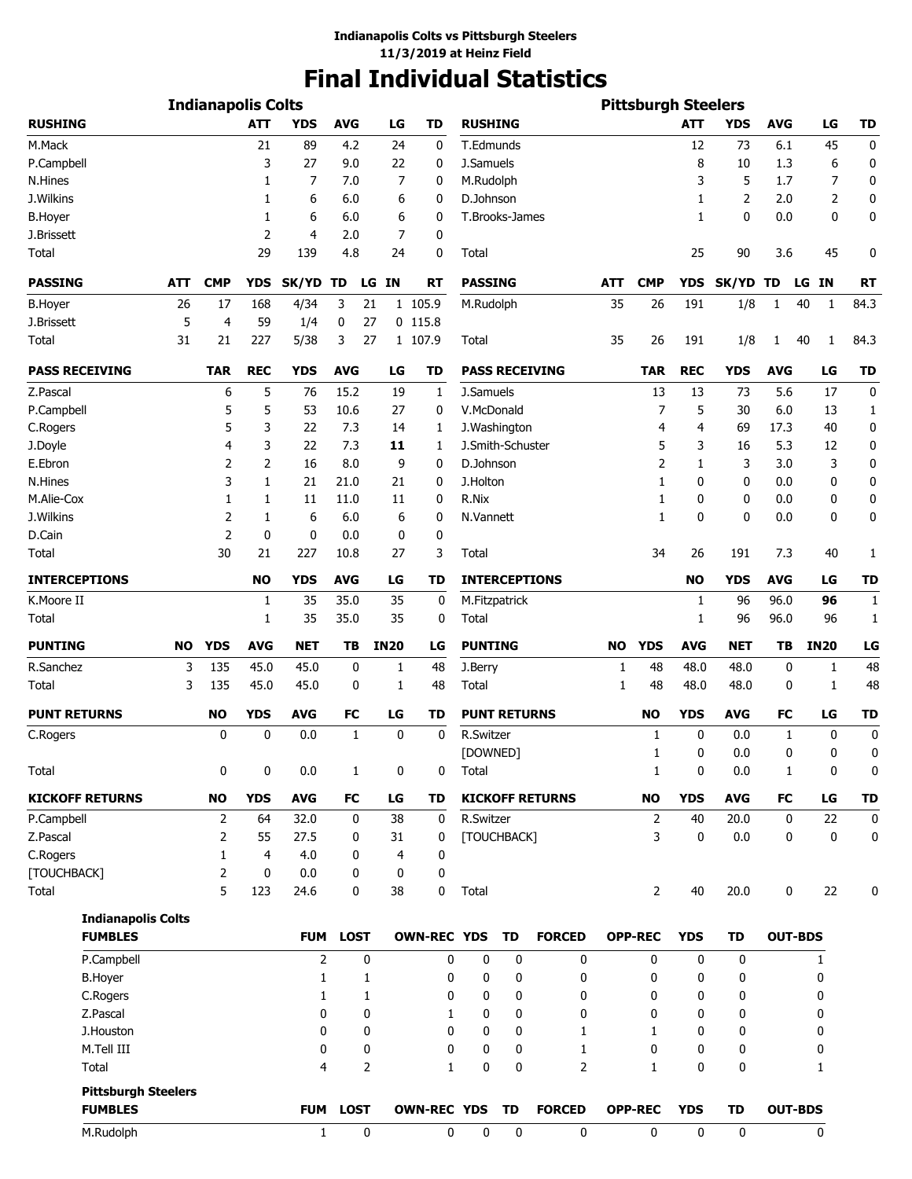**Indianapolis Colts vs Pittsburgh Steelers**
**11/3/2019 at Heinz Field**

# Final Individual Statistics

## Indianapolis Colts

| RUSHING | ATT | YDS | AVG | LG | TD |
|---|---|---|---|---|---|
| M.Mack | 21 | 89 | 4.2 | 24 | 0 |
| P.Campbell | 3 | 27 | 9.0 | 22 | 0 |
| N.Hines | 1 | 7 | 7.0 | 7 | 0 |
| J.Wilkins | 1 | 6 | 6.0 | 6 | 0 |
| B.Hoyer | 1 | 6 | 6.0 | 6 | 0 |
| J.Brissett | 2 | 4 | 2.0 | 7 | 0 |
| Total | 29 | 139 | 4.8 | 24 | 0 |

| PASSING | ATT | CMP | YDS | SK/YD | TD | LG | IN | RT |
|---|---|---|---|---|---|---|---|---|
| B.Hoyer | 26 | 17 | 168 | 4/34 | 3 | 21 | 1 | 105.9 |
| J.Brissett | 5 | 4 | 59 | 1/4 | 0 | 27 | 0 | 115.8 |
| Total | 31 | 21 | 227 | 5/38 | 3 | 27 | 1 | 107.9 |

| PASS RECEIVING | TAR | REC | YDS | AVG | LG | TD |
|---|---|---|---|---|---|---|
| Z.Pascal | 6 | 5 | 76 | 15.2 | 19 | 1 |
| P.Campbell | 5 | 5 | 53 | 10.6 | 27 | 0 |
| C.Rogers | 5 | 3 | 22 | 7.3 | 14 | 1 |
| J.Doyle | 4 | 3 | 22 | 7.3 | **11** | 1 |
| E.Ebron | 2 | 2 | 16 | 8.0 | 9 | 0 |
| N.Hines | 3 | 1 | 21 | 21.0 | 21 | 0 |
| M.Alie-Cox | 1 | 1 | 11 | 11.0 | 11 | 0 |
| J.Wilkins | 2 | 1 | 6 | 6.0 | 6 | 0 |
| D.Cain | 2 | 0 | 0 | 0.0 | 0 | 0 |
| Total | 30 | 21 | 227 | 10.8 | 27 | 3 |

| INTERCEPTIONS | NO | YDS | AVG | LG | TD |
|---|---|---|---|---|---|
| K.Moore II | 1 | 35 | 35.0 | 35 | 0 |
| Total | 1 | 35 | 35.0 | 35 | 0 |

| PUNTING | NO | YDS | AVG | NET | TB | IN20 | LG |
|---|---|---|---|---|---|---|---|
| R.Sanchez | 3 | 135 | 45.0 | 45.0 | 0 | 1 | 48 |
| Total | 3 | 135 | 45.0 | 45.0 | 0 | 1 | 48 |

| PUNT RETURNS | NO | YDS | AVG | FC | LG | TD |
|---|---|---|---|---|---|---|
| C.Rogers | 0 | 0 | 0.0 | 1 | 0 | 0 |
| Total | 0 | 0 | 0.0 | 1 | 0 | 0 |

| KICKOFF RETURNS | NO | YDS | AVG | FC | LG | TD |
|---|---|---|---|---|---|---|
| P.Campbell | 2 | 64 | 32.0 | 0 | 38 | 0 |
| Z.Pascal | 2 | 55 | 27.5 | 0 | 31 | 0 |
| C.Rogers | 1 | 4 | 4.0 | 0 | 4 | 0 |
| [TOUCHBACK] | 2 | 0 | 0.0 | 0 | 0 | 0 |
| Total | 5 | 123 | 24.6 | 0 | 38 | 0 |

## Pittsburgh Steelers

| RUSHING | ATT | YDS | AVG | LG | TD |
|---|---|---|---|---|---|
| T.Edmunds | 12 | 73 | 6.1 | 45 | 0 |
| J.Samuels | 8 | 10 | 1.3 | 6 | 0 |
| M.Rudolph | 3 | 5 | 1.7 | 7 | 0 |
| D.Johnson | 1 | 2 | 2.0 | 2 | 0 |
| T.Brooks-James | 1 | 0 | 0.0 | 0 | 0 |
| Total | 25 | 90 | 3.6 | 45 | 0 |

| PASSING | ATT | CMP | YDS | SK/YD | TD | LG | IN | RT |
|---|---|---|---|---|---|---|---|---|
| M.Rudolph | 35 | 26 | 191 | 1/8 | 1 | 40 | 1 | 84.3 |
| Total | 35 | 26 | 191 | 1/8 | 1 | 40 | 1 | 84.3 |

| PASS RECEIVING | TAR | REC | YDS | AVG | LG | TD |
|---|---|---|---|---|---|---|
| J.Samuels | 13 | 13 | 73 | 5.6 | 17 | 0 |
| V.McDonald | 7 | 5 | 30 | 6.0 | 13 | 1 |
| J.Washington | 4 | 4 | 69 | 17.3 | 40 | 0 |
| J.Smith-Schuster | 5 | 3 | 16 | 5.3 | 12 | 0 |
| D.Johnson | 2 | 1 | 3 | 3.0 | 3 | 0 |
| J.Holton | 1 | 0 | 0 | 0.0 | 0 | 0 |
| R.Nix | 1 | 0 | 0 | 0.0 | 0 | 0 |
| N.Vannett | 1 | 0 | 0 | 0.0 | 0 | 0 |
| Total | 34 | 26 | 191 | 7.3 | 40 | 1 |

| INTERCEPTIONS | NO | YDS | AVG | LG | TD |
|---|---|---|---|---|---|
| M.Fitzpatrick | 1 | 96 | 96.0 | **96** | 1 |
| Total | 1 | 96 | 96.0 | 96 | 1 |

| PUNTING | NO | YDS | AVG | NET | TB | IN20 | LG |
|---|---|---|---|---|---|---|---|
| J.Berry | 1 | 48 | 48.0 | 48.0 | 0 | 1 | 48 |
| Total | 1 | 48 | 48.0 | 48.0 | 0 | 1 | 48 |

| PUNT RETURNS | NO | YDS | AVG | FC | LG | TD |
|---|---|---|---|---|---|---|
| R.Switzer | 1 | 0 | 0.0 | 1 | 0 | 0 |
| [DOWNED] | 1 | 0 | 0.0 | 0 | 0 | 0 |
| Total | 1 | 0 | 0.0 | 1 | 0 | 0 |

| KICKOFF RETURNS | NO | YDS | AVG | FC | LG | TD |
|---|---|---|---|---|---|---|
| R.Switzer | 2 | 40 | 20.0 | 0 | 22 | 0 |
| [TOUCHBACK] | 3 | 0 | 0.0 | 0 | 0 | 0 |
| Total | 2 | 40 | 20.0 | 0 | 22 | 0 |

## Indianapolis Colts

| FUMBLES | FUM | LOST | OWN-REC | YDS | TD | FORCED | OPP-REC | YDS | TD | OUT-BDS |
|---|---|---|---|---|---|---|---|---|---|---|
| P.Campbell | 2 | 0 | 0 | 0 | 0 | 0 | 0 | 0 | 0 | 1 |
| B.Hoyer | 1 | 1 | 0 | 0 | 0 | 0 | 0 | 0 | 0 | 0 |
| C.Rogers | 1 | 1 | 0 | 0 | 0 | 0 | 0 | 0 | 0 | 0 |
| Z.Pascal | 0 | 0 | 1 | 0 | 0 | 0 | 0 | 0 | 0 | 0 |
| J.Houston | 0 | 0 | 0 | 0 | 0 | 1 | 1 | 0 | 0 | 0 |
| M.Tell III | 0 | 0 | 0 | 0 | 0 | 1 | 0 | 0 | 0 | 0 |
| Total | 4 | 2 | 1 | 0 | 0 | 2 | 1 | 0 | 0 | 1 |

## Pittsburgh Steelers

| FUMBLES | FUM | LOST | OWN-REC | YDS | TD | FORCED | OPP-REC | YDS | TD | OUT-BDS |
|---|---|---|---|---|---|---|---|---|---|---|
| M.Rudolph | 1 | 0 | 0 | 0 | 0 | 0 | 0 | 0 | 0 | 0 |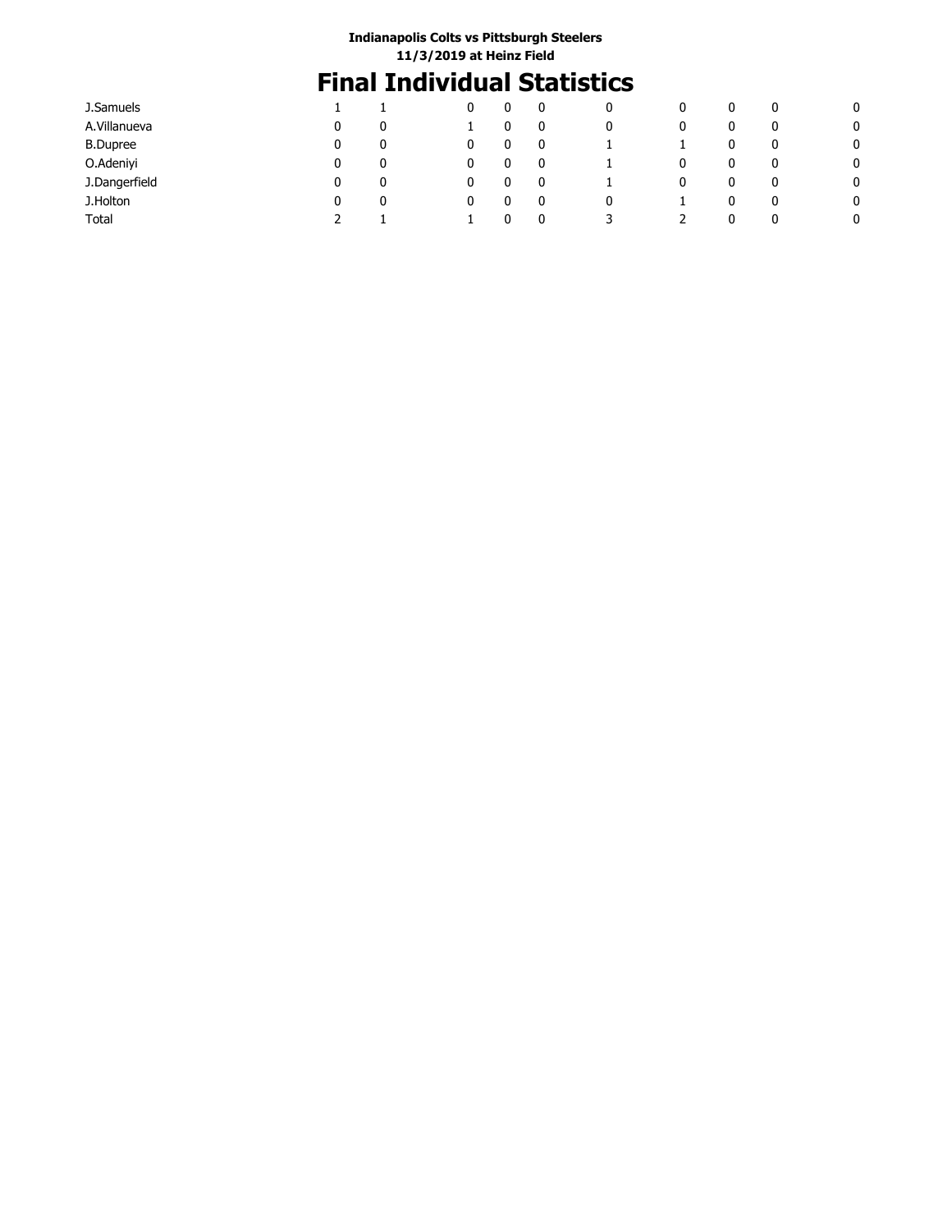Indianapolis Colts vs Pittsburgh Steelers

11/3/2019 at Heinz Field

# Final Individual Statistics

| | | | | | | | | | | |
|---|---|---|---|---|---|---|---|---|---|---|
| J.Samuels | 1 | 1 | 0 | 0 | 0 | 0 | 0 | 0 | 0 | 0 |
| A.Villanueva | 0 | 0 | 1 | 0 | 0 | 0 | 0 | 0 | 0 | 0 |
| B.Dupree | 0 | 0 | 0 | 0 | 0 | 1 | 1 | 0 | 0 | 0 |
| O.Adeniyi | 0 | 0 | 0 | 0 | 0 | 1 | 0 | 0 | 0 | 0 |
| J.Dangerfield | 0 | 0 | 0 | 0 | 0 | 1 | 0 | 0 | 0 | 0 |
| J.Holton | 0 | 0 | 0 | 0 | 0 | 0 | 1 | 0 | 0 | 0 |
| Total | 2 | 1 | 1 | 0 | 0 | 3 | 2 | 0 | 0 | 0 |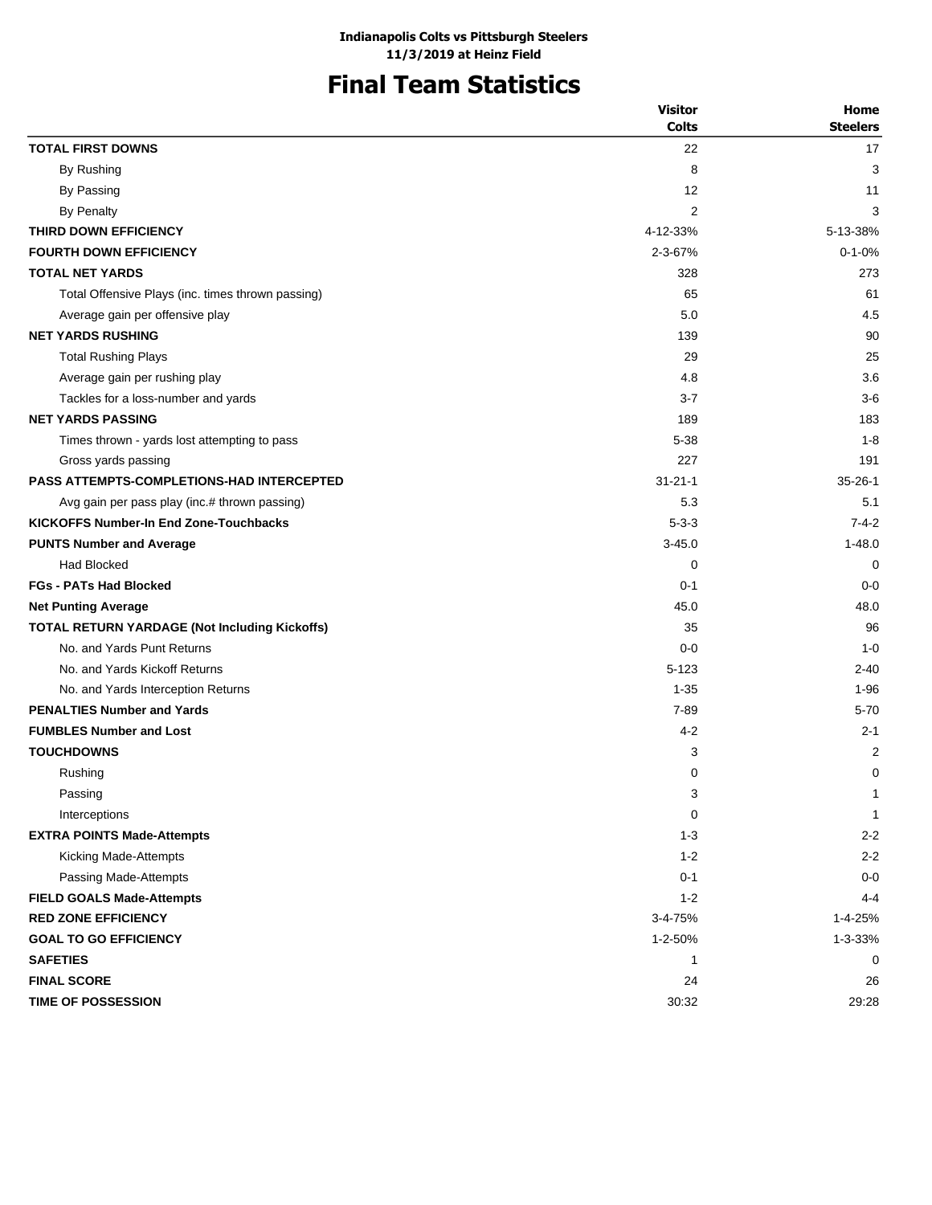**Indianapolis Colts vs Pittsburgh Steelers**
**11/3/2019 at Heinz Field**

# Final Team Statistics

| | Visitor<br>Colts | Home<br>Steelers |
|---|---|---|
| **TOTAL FIRST DOWNS** | 22 | 17 |
| By Rushing | 8 | 3 |
| By Passing | 12 | 11 |
| By Penalty | 2 | 3 |
| **THIRD DOWN EFFICIENCY** | 4-12-33% | 5-13-38% |
| **FOURTH DOWN EFFICIENCY** | 2-3-67% | 0-1-0% |
| **TOTAL NET YARDS** | 328 | 273 |
| Total Offensive Plays (inc. times thrown passing) | 65 | 61 |
| Average gain per offensive play | 5.0 | 4.5 |
| **NET YARDS RUSHING** | 139 | 90 |
| Total Rushing Plays | 29 | 25 |
| Average gain per rushing play | 4.8 | 3.6 |
| Tackles for a loss-number and yards | 3-7 | 3-6 |
| **NET YARDS PASSING** | 189 | 183 |
| Times thrown - yards lost attempting to pass | 5-38 | 1-8 |
| Gross yards passing | 227 | 191 |
| **PASS ATTEMPTS-COMPLETIONS-HAD INTERCEPTED** | 31-21-1 | 35-26-1 |
| Avg gain per pass play (inc.# thrown passing) | 5.3 | 5.1 |
| **KICKOFFS Number-In End Zone-Touchbacks** | 5-3-3 | 7-4-2 |
| **PUNTS Number and Average** | 3-45.0 | 1-48.0 |
| Had Blocked | 0 | 0 |
| **FGs - PATs Had Blocked** | 0-1 | 0-0 |
| **Net Punting Average** | 45.0 | 48.0 |
| **TOTAL RETURN YARDAGE (Not Including Kickoffs)** | 35 | 96 |
| No. and Yards Punt Returns | 0-0 | 1-0 |
| No. and Yards Kickoff Returns | 5-123 | 2-40 |
| No. and Yards Interception Returns | 1-35 | 1-96 |
| **PENALTIES Number and Yards** | 7-89 | 5-70 |
| **FUMBLES Number and Lost** | 4-2 | 2-1 |
| **TOUCHDOWNS** | 3 | 2 |
| Rushing | 0 | 0 |
| Passing | 3 | 1 |
| Interceptions | 0 | 1 |
| **EXTRA POINTS Made-Attempts** | 1-3 | 2-2 |
| Kicking Made-Attempts | 1-2 | 2-2 |
| Passing Made-Attempts | 0-1 | 0-0 |
| **FIELD GOALS Made-Attempts** | 1-2 | 4-4 |
| **RED ZONE EFFICIENCY** | 3-4-75% | 1-4-25% |
| **GOAL TO GO EFFICIENCY** | 1-2-50% | 1-3-33% |
| **SAFETIES** | 1 | 0 |
| **FINAL SCORE** | 24 | 26 |
| **TIME OF POSSESSION** | 30:32 | 29:28 |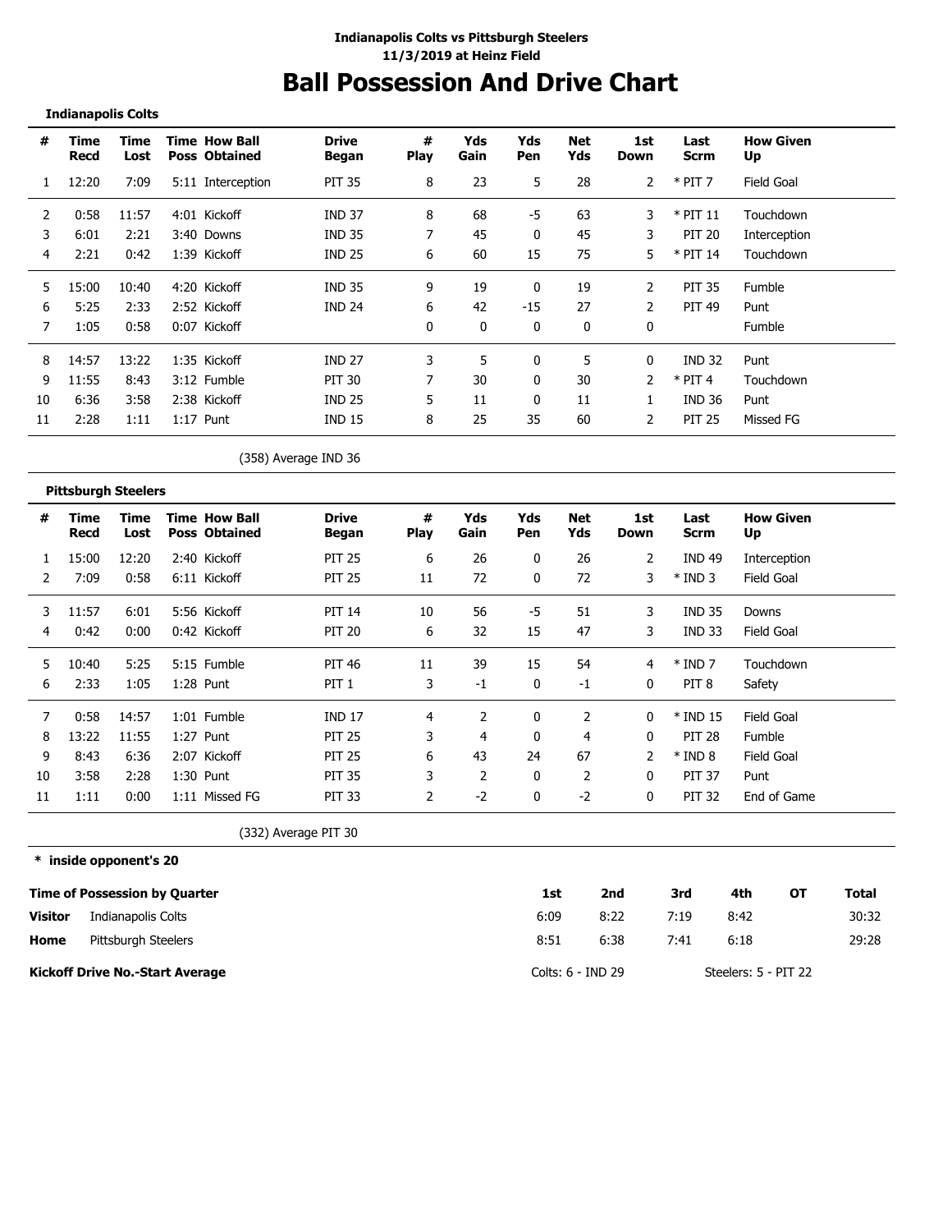**Indianapolis Colts vs Pittsburgh Steelers**
**11/3/2019 at Heinz Field**

# Ball Possession And Drive Chart

## Indianapolis Colts

| # | Time Recd | Time Lost | Time Poss | How Ball Obtained | Drive Began | # Play | Yds Gain | Yds Pen | Net Yds | 1st Down | Last Scrm | How Given Up |
|---|---|---|---|---|---|---|---|---|---|---|---|---|
| 1 | 12:20 | 7:09 | 5:11 | Interception | PIT 35 | 8 | 23 | 5 | 28 | 2 | * PIT 7 | Field Goal |
| 2 | 0:58 | 11:57 | 4:01 | Kickoff | IND 37 | 8 | 68 | -5 | 63 | 3 | * PIT 11 | Touchdown |
| 3 | 6:01 | 2:21 | 3:40 | Downs | IND 35 | 7 | 45 | 0 | 45 | 3 | PIT 20 | Interception |
| 4 | 2:21 | 0:42 | 1:39 | Kickoff | IND 25 | 6 | 60 | 15 | 75 | 5 | * PIT 14 | Touchdown |
| 5 | 15:00 | 10:40 | 4:20 | Kickoff | IND 35 | 9 | 19 | 0 | 19 | 2 | PIT 35 | Fumble |
| 6 | 5:25 | 2:33 | 2:52 | Kickoff | IND 24 | 6 | 42 | -15 | 27 | 2 | PIT 49 | Punt |
| 7 | 1:05 | 0:58 | 0:07 | Kickoff | | 0 | 0 | 0 | 0 | 0 | | Fumble |
| 8 | 14:57 | 13:22 | 1:35 | Kickoff | IND 27 | 3 | 5 | 0 | 5 | 0 | IND 32 | Punt |
| 9 | 11:55 | 8:43 | 3:12 | Fumble | PIT 30 | 7 | 30 | 0 | 30 | 2 | * PIT 4 | Touchdown |
| 10 | 6:36 | 3:58 | 2:38 | Kickoff | IND 25 | 5 | 11 | 0 | 11 | 1 | IND 36 | Punt |
| 11 | 2:28 | 1:11 | 1:17 | Punt | IND 15 | 8 | 25 | 35 | 60 | 2 | PIT 25 | Missed FG |

(358) Average IND 36

## Pittsburgh Steelers

| # | Time Recd | Time Lost | Time Poss | How Ball Obtained | Drive Began | # Play | Yds Gain | Yds Pen | Net Yds | 1st Down | Last Scrm | How Given Up |
|---|---|---|---|---|---|---|---|---|---|---|---|---|
| 1 | 15:00 | 12:20 | 2:40 | Kickoff | PIT 25 | 6 | 26 | 0 | 26 | 2 | IND 49 | Interception |
| 2 | 7:09 | 0:58 | 6:11 | Kickoff | PIT 25 | 11 | 72 | 0 | 72 | 3 | * IND 3 | Field Goal |
| 3 | 11:57 | 6:01 | 5:56 | Kickoff | PIT 14 | 10 | 56 | -5 | 51 | 3 | IND 35 | Downs |
| 4 | 0:42 | 0:00 | 0:42 | Kickoff | PIT 20 | 6 | 32 | 15 | 47 | 3 | IND 33 | Field Goal |
| 5 | 10:40 | 5:25 | 5:15 | Fumble | PIT 46 | 11 | 39 | 15 | 54 | 4 | * IND 7 | Touchdown |
| 6 | 2:33 | 1:05 | 1:28 | Punt | PIT 1 | 3 | -1 | 0 | -1 | 0 | PIT 8 | Safety |
| 7 | 0:58 | 14:57 | 1:01 | Fumble | IND 17 | 4 | 2 | 0 | 2 | 0 | * IND 15 | Field Goal |
| 8 | 13:22 | 11:55 | 1:27 | Punt | PIT 25 | 3 | 4 | 0 | 4 | 0 | PIT 28 | Fumble |
| 9 | 8:43 | 6:36 | 2:07 | Kickoff | PIT 25 | 6 | 43 | 24 | 67 | 2 | * IND 8 | Field Goal |
| 10 | 3:58 | 2:28 | 1:30 | Punt | PIT 35 | 3 | 2 | 0 | 2 | 0 | PIT 37 | Punt |
| 11 | 1:11 | 0:00 | 1:11 | Missed FG | PIT 33 | 2 | -2 | 0 | -2 | 0 | PIT 32 | End of Game |

(332) Average PIT 30

**\* inside opponent's 20**

| Time of Possession by Quarter | | 1st | 2nd | 3rd | 4th | OT | Total |
|---|---|---|---|---|---|---|---|
| **Visitor** | Indianapolis Colts | 6:09 | 8:22 | 7:19 | 8:42 | | 30:32 |
| **Home** | Pittsburgh Steelers | 8:51 | 6:38 | 7:41 | 6:18 | | 29:28 |

**Kickoff Drive No.-Start Average** Colts: 6 - IND 29 Steelers: 5 - PIT 22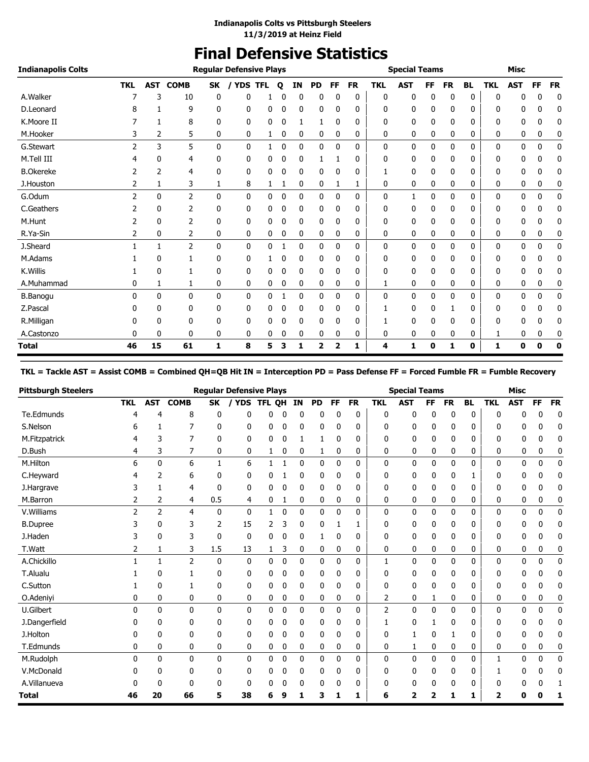**Indianapolis Colts vs Pittsburgh Steelers**
**11/3/2019 at Heinz Field**

# Final Defensive Statistics

| Indianapolis Colts | Regular Defensive Plays | | | | | | | | | | | Special Teams | | | | | Misc | | | |
|---|---|---|---|---|---|---|---|---|---|---|---|---|---|---|---|---|---|---|---|---|
| | TKL | AST | COMB | SK | / YDS | TFL | Q | IN | PD | FF | FR | TKL | AST | FF | FR | BL | TKL | AST | FF | FR |
| A.Walker | 7 | 3 | 10 | 0 | 0 | 1 | 0 | 0 | 0 | 0 | 0 | 0 | 0 | 0 | 0 | 0 | 0 | 0 | 0 | 0 |
| D.Leonard | 8 | 1 | 9 | 0 | 0 | 0 | 0 | 0 | 0 | 0 | 0 | 0 | 0 | 0 | 0 | 0 | 0 | 0 | 0 | 0 |
| K.Moore II | 7 | 1 | 8 | 0 | 0 | 0 | 0 | 1 | 1 | 0 | 0 | 0 | 0 | 0 | 0 | 0 | 0 | 0 | 0 | 0 |
| M.Hooker | 3 | 2 | 5 | 0 | 0 | 1 | 0 | 0 | 0 | 0 | 0 | 0 | 0 | 0 | 0 | 0 | 0 | 0 | 0 | 0 |
| G.Stewart | 2 | 3 | 5 | 0 | 0 | 1 | 0 | 0 | 0 | 0 | 0 | 0 | 0 | 0 | 0 | 0 | 0 | 0 | 0 | 0 |
| M.Tell III | 4 | 0 | 4 | 0 | 0 | 0 | 0 | 0 | 1 | 1 | 0 | 0 | 0 | 0 | 0 | 0 | 0 | 0 | 0 | 0 |
| B.Okereke | 2 | 2 | 4 | 0 | 0 | 0 | 0 | 0 | 0 | 0 | 0 | 1 | 0 | 0 | 0 | 0 | 0 | 0 | 0 | 0 |
| J.Houston | 2 | 1 | 3 | 1 | 8 | 1 | 1 | 0 | 0 | 1 | 1 | 0 | 0 | 0 | 0 | 0 | 0 | 0 | 0 | 0 |
| G.Odum | 2 | 0 | 2 | 0 | 0 | 0 | 0 | 0 | 0 | 0 | 0 | 0 | 1 | 0 | 0 | 0 | 0 | 0 | 0 | 0 |
| C.Geathers | 2 | 0 | 2 | 0 | 0 | 0 | 0 | 0 | 0 | 0 | 0 | 0 | 0 | 0 | 0 | 0 | 0 | 0 | 0 | 0 |
| M.Hunt | 2 | 0 | 2 | 0 | 0 | 0 | 0 | 0 | 0 | 0 | 0 | 0 | 0 | 0 | 0 | 0 | 0 | 0 | 0 | 0 |
| R.Ya-Sin | 2 | 0 | 2 | 0 | 0 | 0 | 0 | 0 | 0 | 0 | 0 | 0 | 0 | 0 | 0 | 0 | 0 | 0 | 0 | 0 |
| J.Sheard | 1 | 1 | 2 | 0 | 0 | 0 | 1 | 0 | 0 | 0 | 0 | 0 | 0 | 0 | 0 | 0 | 0 | 0 | 0 | 0 |
| M.Adams | 1 | 0 | 1 | 0 | 0 | 1 | 0 | 0 | 0 | 0 | 0 | 0 | 0 | 0 | 0 | 0 | 0 | 0 | 0 | 0 |
| K.Willis | 1 | 0 | 1 | 0 | 0 | 0 | 0 | 0 | 0 | 0 | 0 | 0 | 0 | 0 | 0 | 0 | 0 | 0 | 0 | 0 |
| A.Muhammad | 0 | 1 | 1 | 0 | 0 | 0 | 0 | 0 | 0 | 0 | 0 | 1 | 0 | 0 | 0 | 0 | 0 | 0 | 0 | 0 |
| B.Banogu | 0 | 0 | 0 | 0 | 0 | 0 | 1 | 0 | 0 | 0 | 0 | 0 | 0 | 0 | 0 | 0 | 0 | 0 | 0 | 0 |
| Z.Pascal | 0 | 0 | 0 | 0 | 0 | 0 | 0 | 0 | 0 | 0 | 0 | 1 | 0 | 0 | 1 | 0 | 0 | 0 | 0 | 0 |
| R.Milligan | 0 | 0 | 0 | 0 | 0 | 0 | 0 | 0 | 0 | 0 | 0 | 1 | 0 | 0 | 0 | 0 | 0 | 0 | 0 | 0 |
| A.Castonzo | 0 | 0 | 0 | 0 | 0 | 0 | 0 | 0 | 0 | 0 | 0 | 0 | 0 | 0 | 0 | 0 | 1 | 0 | 0 | 0 |
| **Total** | **46** | **15** | **61** | **1** | **8** | **5** | **3** | **1** | **2** | **2** | **1** | **4** | **1** | **0** | **1** | **0** | **1** | **0** | **0** | **0** |

**TKL = Tackle AST = Assist COMB = Combined QH=QB Hit IN = Interception PD = Pass Defense FF = Forced Fumble FR = Fumble Recovery**

| Pittsburgh Steelers | Regular Defensive Plays | | | | | | | | | | | Special Teams | | | | | Misc | | | |
|---|---|---|---|---|---|---|---|---|---|---|---|---|---|---|---|---|---|---|---|---|
| | TKL | AST | COMB | SK | / YDS | TFL | QH | IN | PD | FF | FR | TKL | AST | FF | FR | BL | TKL | AST | FF | FR |
| Te.Edmunds | 4 | 4 | 8 | 0 | 0 | 0 | 0 | 0 | 0 | 0 | 0 | 0 | 0 | 0 | 0 | 0 | 0 | 0 | 0 | 0 |
| S.Nelson | 6 | 1 | 7 | 0 | 0 | 0 | 0 | 0 | 0 | 0 | 0 | 0 | 0 | 0 | 0 | 0 | 0 | 0 | 0 | 0 |
| M.Fitzpatrick | 4 | 3 | 7 | 0 | 0 | 0 | 0 | 1 | 1 | 0 | 0 | 0 | 0 | 0 | 0 | 0 | 0 | 0 | 0 | 0 |
| D.Bush | 4 | 3 | 7 | 0 | 0 | 1 | 0 | 0 | 1 | 0 | 0 | 0 | 0 | 0 | 0 | 0 | 0 | 0 | 0 | 0 |
| M.Hilton | 6 | 0 | 6 | 1 | 6 | 1 | 1 | 0 | 0 | 0 | 0 | 0 | 0 | 0 | 0 | 0 | 0 | 0 | 0 | 0 |
| C.Heyward | 4 | 2 | 6 | 0 | 0 | 0 | 1 | 0 | 0 | 0 | 0 | 0 | 0 | 0 | 0 | 1 | 0 | 0 | 0 | 0 |
| J.Hargrave | 3 | 1 | 4 | 0 | 0 | 0 | 0 | 0 | 0 | 0 | 0 | 0 | 0 | 0 | 0 | 0 | 0 | 0 | 0 | 0 |
| M.Barron | 2 | 2 | 4 | 0.5 | 4 | 0 | 1 | 0 | 0 | 0 | 0 | 0 | 0 | 0 | 0 | 0 | 0 | 0 | 0 | 0 |
| V.Williams | 2 | 2 | 4 | 0 | 0 | 1 | 0 | 0 | 0 | 0 | 0 | 0 | 0 | 0 | 0 | 0 | 0 | 0 | 0 | 0 |
| B.Dupree | 3 | 0 | 3 | 2 | 15 | 2 | 3 | 0 | 0 | 1 | 1 | 0 | 0 | 0 | 0 | 0 | 0 | 0 | 0 | 0 |
| J.Haden | 3 | 0 | 3 | 0 | 0 | 0 | 0 | 0 | 1 | 0 | 0 | 0 | 0 | 0 | 0 | 0 | 0 | 0 | 0 | 0 |
| T.Watt | 2 | 1 | 3 | 1.5 | 13 | 1 | 3 | 0 | 0 | 0 | 0 | 0 | 0 | 0 | 0 | 0 | 0 | 0 | 0 | 0 |
| A.Chickillo | 1 | 1 | 2 | 0 | 0 | 0 | 0 | 0 | 0 | 0 | 0 | 1 | 0 | 0 | 0 | 0 | 0 | 0 | 0 | 0 |
| T.Alualu | 1 | 0 | 1 | 0 | 0 | 0 | 0 | 0 | 0 | 0 | 0 | 0 | 0 | 0 | 0 | 0 | 0 | 0 | 0 | 0 |
| C.Sutton | 1 | 0 | 1 | 0 | 0 | 0 | 0 | 0 | 0 | 0 | 0 | 0 | 0 | 0 | 0 | 0 | 0 | 0 | 0 | 0 |
| O.Adeniyi | 0 | 0 | 0 | 0 | 0 | 0 | 0 | 0 | 0 | 0 | 0 | 2 | 0 | 1 | 0 | 0 | 0 | 0 | 0 | 0 |
| U.Gilbert | 0 | 0 | 0 | 0 | 0 | 0 | 0 | 0 | 0 | 0 | 0 | 2 | 0 | 0 | 0 | 0 | 0 | 0 | 0 | 0 |
| J.Dangerfield | 0 | 0 | 0 | 0 | 0 | 0 | 0 | 0 | 0 | 0 | 0 | 1 | 0 | 1 | 0 | 0 | 0 | 0 | 0 | 0 |
| J.Holton | 0 | 0 | 0 | 0 | 0 | 0 | 0 | 0 | 0 | 0 | 0 | 0 | 1 | 0 | 1 | 0 | 0 | 0 | 0 | 0 |
| T.Edmunds | 0 | 0 | 0 | 0 | 0 | 0 | 0 | 0 | 0 | 0 | 0 | 0 | 1 | 0 | 0 | 0 | 0 | 0 | 0 | 0 |
| M.Rudolph | 0 | 0 | 0 | 0 | 0 | 0 | 0 | 0 | 0 | 0 | 0 | 0 | 0 | 0 | 0 | 0 | 1 | 0 | 0 | 0 |
| V.McDonald | 0 | 0 | 0 | 0 | 0 | 0 | 0 | 0 | 0 | 0 | 0 | 0 | 0 | 0 | 0 | 0 | 1 | 0 | 0 | 0 |
| A.Villanueva | 0 | 0 | 0 | 0 | 0 | 0 | 0 | 0 | 0 | 0 | 0 | 0 | 0 | 0 | 0 | 0 | 0 | 0 | 0 | 1 |
| **Total** | **46** | **20** | **66** | **5** | **38** | **6** | **9** | **1** | **3** | **1** | **1** | **6** | **2** | **2** | **1** | **1** | **2** | **0** | **0** | **1** |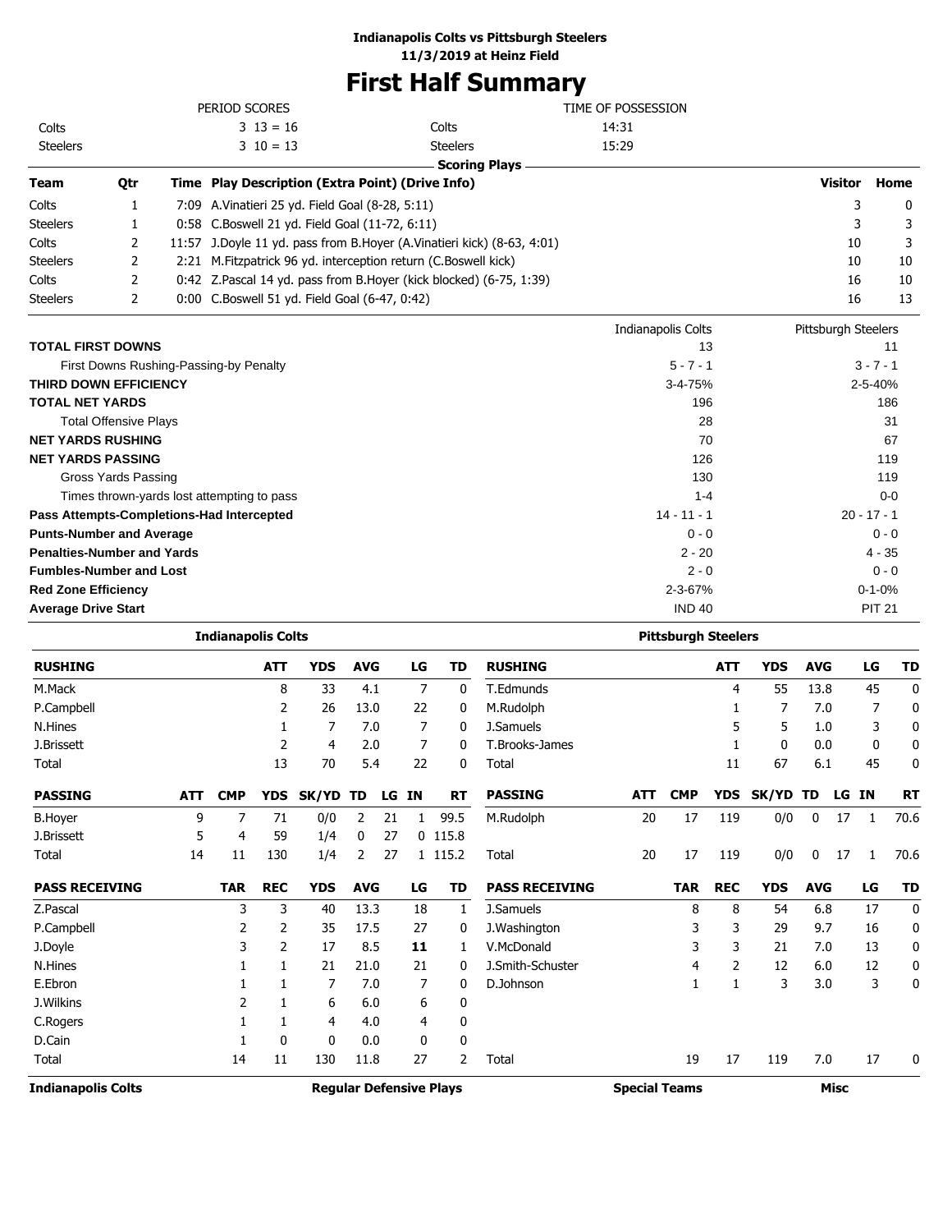**Indianapolis Colts vs Pittsburgh Steelers**
**11/3/2019 at Heinz Field**

# First Half Summary

| PERIOD SCORES | | | TIME OF POSSESSION | |
|---|---|---|---|---|
| Colts | 3 13 = 16 | | Colts | 14:31 |
| Steelers | 3 10 = 13 | | Steelers | 15:29 |

**Scoring Plays**

| Team | Qtr | Time | Play Description (Extra Point) (Drive Info) | Visitor | Home |
|---|---|---|---|---|---|
| Colts | 1 | 7:09 | A.Vinatieri 25 yd. Field Goal (8-28, 5:11) | 3 | 0 |
| Steelers | 1 | 0:58 | C.Boswell 21 yd. Field Goal (11-72, 6:11) | 3 | 3 |
| Colts | 2 | 11:57 | J.Doyle 11 yd. pass from B.Hoyer (A.Vinatieri kick) (8-63, 4:01) | 10 | 3 |
| Steelers | 2 | 2:21 | M.Fitzpatrick 96 yd. interception return (C.Boswell kick) | 10 | 10 |
| Colts | 2 | 0:42 | Z.Pascal 14 yd. pass from B.Hoyer (kick blocked) (6-75, 1:39) | 16 | 10 |
| Steelers | 2 | 0:00 | C.Boswell 51 yd. Field Goal (6-47, 0:42) | 16 | 13 |

| | Indianapolis Colts | Pittsburgh Steelers |
|---|---|---|
| **TOTAL FIRST DOWNS** | 13 | 11 |
| First Downs Rushing-Passing-by Penalty | 5 - 7 - 1 | 3 - 7 - 1 |
| **THIRD DOWN EFFICIENCY** | 3-4-75% | 2-5-40% |
| **TOTAL NET YARDS** | 196 | 186 |
| Total Offensive Plays | 28 | 31 |
| **NET YARDS RUSHING** | 70 | 67 |
| **NET YARDS PASSING** | 126 | 119 |
| Gross Yards Passing | 130 | 119 |
| Times thrown-yards lost attempting to pass | 1-4 | 0-0 |
| **Pass Attempts-Completions-Had Intercepted** | 14 - 11 - 1 | 20 - 17 - 1 |
| **Punts-Number and Average** | 0 - 0 | 0 - 0 |
| **Penalties-Number and Yards** | 2 - 20 | 4 - 35 |
| **Fumbles-Number and Lost** | 2 - 0 | 0 - 0 |
| **Red Zone Efficiency** | 2-3-67% | 0-1-0% |
| **Average Drive Start** | IND 40 | PIT 21 |

## Indianapolis Colts

| RUSHING | ATT | YDS | AVG | LG | TD |
|---|---|---|---|---|---|
| M.Mack | 8 | 33 | 4.1 | 7 | 0 |
| P.Campbell | 2 | 26 | 13.0 | 22 | 0 |
| N.Hines | 1 | 7 | 7.0 | 7 | 0 |
| J.Brissett | 2 | 4 | 2.0 | 7 | 0 |
| Total | 13 | 70 | 5.4 | 22 | 0 |

| PASSING | ATT | CMP | YDS | SK/YD | TD | LG | IN | RT |
|---|---|---|---|---|---|---|---|---|
| B.Hoyer | 9 | 7 | 71 | 0/0 | 2 | 21 | 1 | 99.5 |
| J.Brissett | 5 | 4 | 59 | 1/4 | 0 | 27 | 0 | 115.8 |
| Total | 14 | 11 | 130 | 1/4 | 2 | 27 | 1 | 115.2 |

| PASS RECEIVING | TAR | REC | YDS | AVG | LG | TD |
|---|---|---|---|---|---|---|
| Z.Pascal | 3 | 3 | 40 | 13.3 | 18 | 1 |
| P.Campbell | 2 | 2 | 35 | 17.5 | 27 | 0 |
| J.Doyle | 3 | 2 | 17 | 8.5 | **11** | 1 |
| N.Hines | 1 | 1 | 21 | 21.0 | 21 | 0 |
| E.Ebron | 1 | 1 | 7 | 7.0 | 7 | 0 |
| J.Wilkins | 2 | 1 | 6 | 6.0 | 6 | 0 |
| C.Rogers | 1 | 1 | 4 | 4.0 | 4 | 0 |
| D.Cain | 1 | 0 | 0 | 0.0 | 0 | 0 |
| Total | 14 | 11 | 130 | 11.8 | 27 | 2 |

## Pittsburgh Steelers

| RUSHING | ATT | YDS | AVG | LG | TD |
|---|---|---|---|---|---|
| T.Edmunds | 4 | 55 | 13.8 | 45 | 0 |
| M.Rudolph | 1 | 7 | 7.0 | 7 | 0 |
| J.Samuels | 5 | 5 | 1.0 | 3 | 0 |
| T.Brooks-James | 1 | 0 | 0.0 | 0 | 0 |
| Total | 11 | 67 | 6.1 | 45 | 0 |

| PASSING | ATT | CMP | YDS | SK/YD | TD | LG | IN | RT |
|---|---|---|---|---|---|---|---|---|
| M.Rudolph | 20 | 17 | 119 | 0/0 | 0 | 17 | 1 | 70.6 |
| Total | 20 | 17 | 119 | 0/0 | 0 | 17 | 1 | 70.6 |

| PASS RECEIVING | TAR | REC | YDS | AVG | LG | TD |
|---|---|---|---|---|---|---|
| J.Samuels | 8 | 8 | 54 | 6.8 | 17 | 0 |
| J.Washington | 3 | 3 | 29 | 9.7 | 16 | 0 |
| V.McDonald | 3 | 3 | 21 | 7.0 | 13 | 0 |
| J.Smith-Schuster | 4 | 2 | 12 | 6.0 | 12 | 0 |
| D.Johnson | 1 | 1 | 3 | 3.0 | 3 | 0 |
| Total | 19 | 17 | 119 | 7.0 | 17 | 0 |

| Indianapolis Colts | Regular Defensive Plays | Special Teams | Misc |
|---|---|---|---|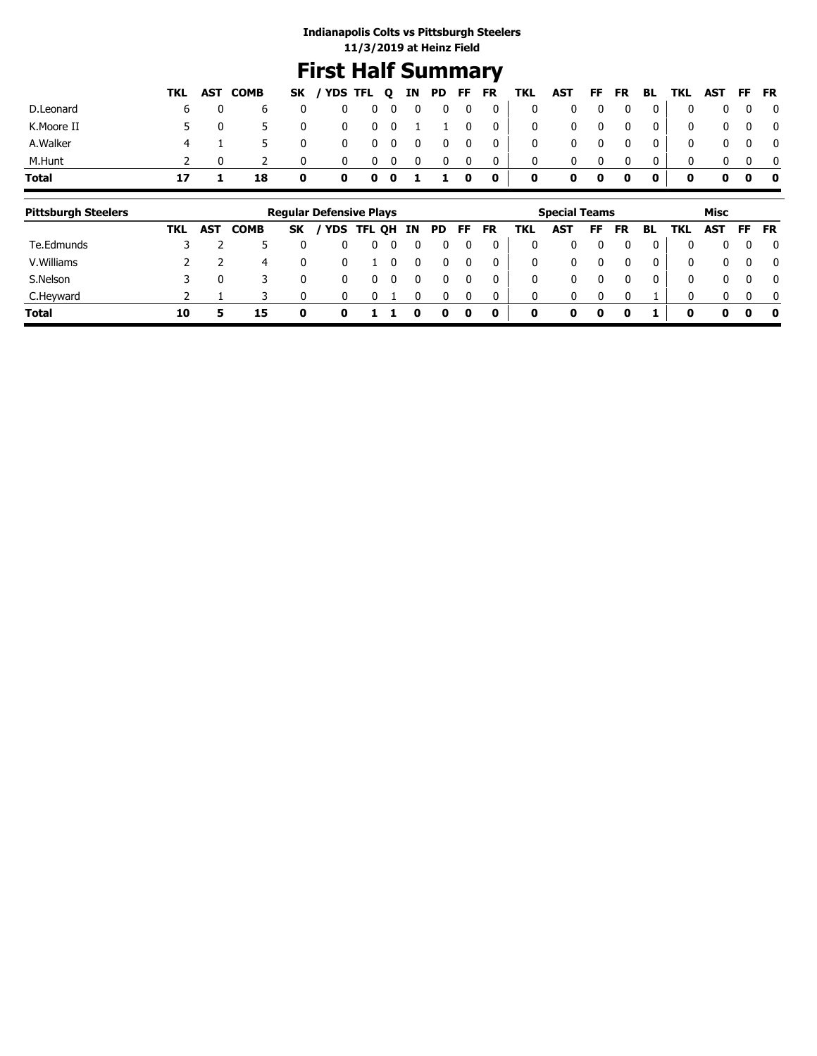**Indianapolis Colts vs Pittsburgh Steelers**
**11/3/2019 at Heinz Field**

# First Half Summary

| | TKL | AST | COMB | SK | / YDS | TFL | Q | IN | PD | FF | FR | TKL | AST | FF | FR | BL | TKL | AST | FF | FR |
|---|---|---|---|---|---|---|---|---|---|---|---|---|---|---|---|---|---|---|---|---|
| D.Leonard | 6 | 0 | 6 | 0 | 0 | 0 | 0 | 0 | 0 | 0 | 0 | 0 | 0 | 0 | 0 | 0 | 0 | 0 | 0 | 0 |
| K.Moore II | 5 | 0 | 5 | 0 | 0 | 0 | 0 | 1 | 1 | 0 | 0 | 0 | 0 | 0 | 0 | 0 | 0 | 0 | 0 | 0 |
| A.Walker | 4 | 1 | 5 | 0 | 0 | 0 | 0 | 0 | 0 | 0 | 0 | 0 | 0 | 0 | 0 | 0 | 0 | 0 | 0 | 0 |
| M.Hunt | 2 | 0 | 2 | 0 | 0 | 0 | 0 | 0 | 0 | 0 | 0 | 0 | 0 | 0 | 0 | 0 | 0 | 0 | 0 | 0 |
| **Total** | **17** | **1** | **18** | **0** | **0** | **0** | **0** | **1** | **1** | **0** | **0** | **0** | **0** | **0** | **0** | **0** | **0** | **0** | **0** | **0** |

| Pittsburgh Steelers | Regular Defensive Plays | | | | | | | | | | | Special Teams | | | | | Misc | | | |
|---|---|---|---|---|---|---|---|---|---|---|---|---|---|---|---|---|---|---|---|---|
| | TKL | AST | COMB | SK | / YDS | TFL | QH | IN | PD | FF | FR | TKL | AST | FF | FR | BL | TKL | AST | FF | FR |
| Te.Edmunds | 3 | 2 | 5 | 0 | 0 | 0 | 0 | 0 | 0 | 0 | 0 | 0 | 0 | 0 | 0 | 0 | 0 | 0 | 0 | 0 |
| V.Williams | 2 | 2 | 4 | 0 | 0 | 1 | 0 | 0 | 0 | 0 | 0 | 0 | 0 | 0 | 0 | 0 | 0 | 0 | 0 | 0 |
| S.Nelson | 3 | 0 | 3 | 0 | 0 | 0 | 0 | 0 | 0 | 0 | 0 | 0 | 0 | 0 | 0 | 0 | 0 | 0 | 0 | 0 |
| C.Heyward | 2 | 1 | 3 | 0 | 0 | 0 | 1 | 0 | 0 | 0 | 0 | 0 | 0 | 0 | 0 | 1 | 0 | 0 | 0 | 0 |
| **Total** | **10** | **5** | **15** | **0** | **0** | **1** | **1** | **0** | **0** | **0** | **0** | **0** | **0** | **0** | **0** | **1** | **0** | **0** | **0** | **0** |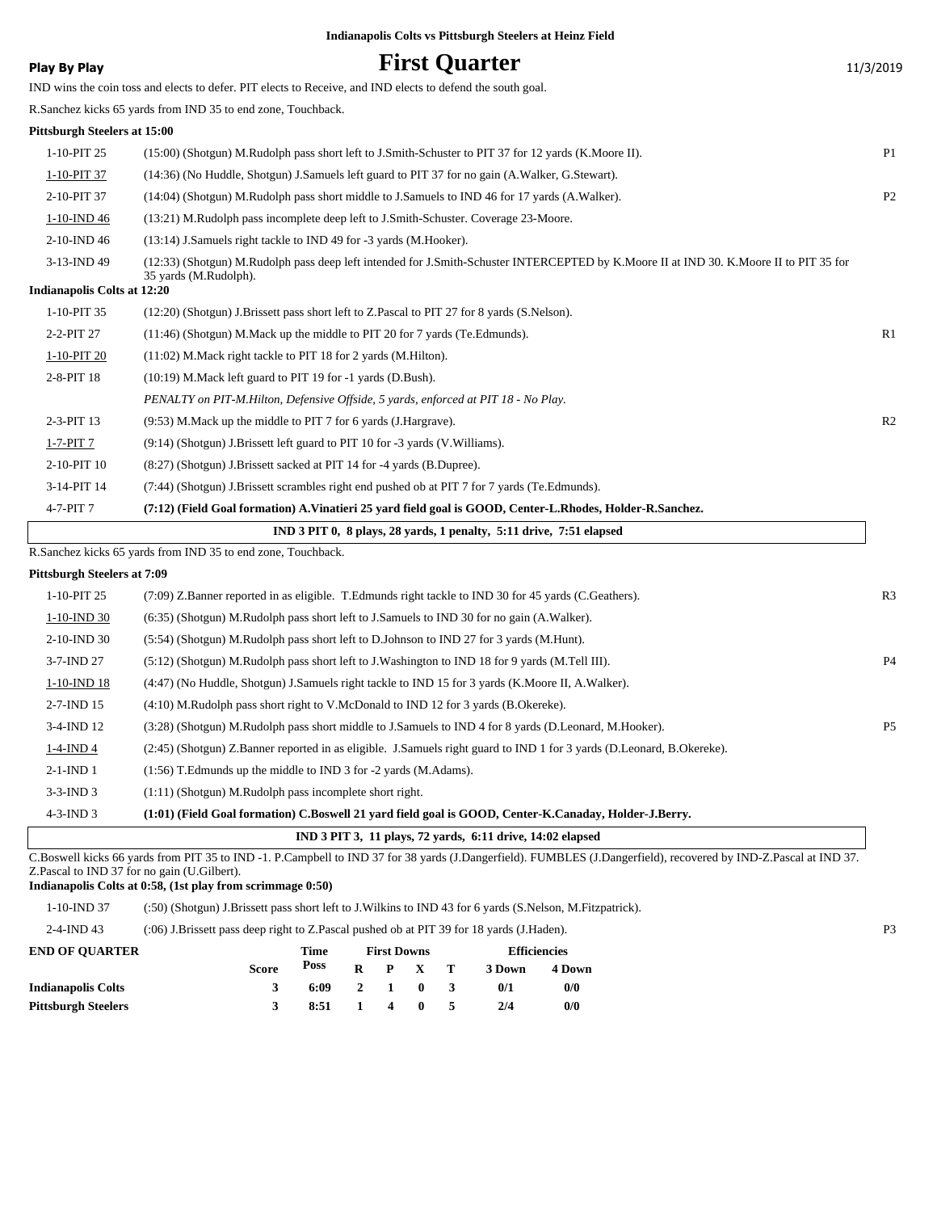**Indianapolis Colts vs Pittsburgh Steelers at Heinz Field**

**Play By Play**

# First Quarter

11/3/2019

IND wins the coin toss and elects to defer. PIT elects to Receive, and IND elects to defend the south goal.

R.Sanchez kicks 65 yards from IND 35 to end zone, Touchback.

**Pittsburgh Steelers at 15:00**

| | | |
|---|---|---|
| 1-10-PIT 25 | (15:00) (Shotgun) M.Rudolph pass short left to J.Smith-Schuster to PIT 37 for 12 yards (K.Moore II). | P1 |
| 1-10-PIT 37 | (14:36) (No Huddle, Shotgun) J.Samuels left guard to PIT 37 for no gain (A.Walker, G.Stewart). | |
| 2-10-PIT 37 | (14:04) (Shotgun) M.Rudolph pass short middle to J.Samuels to IND 46 for 17 yards (A.Walker). | P2 |
| 1-10-IND 46 | (13:21) M.Rudolph pass incomplete deep left to J.Smith-Schuster. Coverage 23-Moore. | |
| 2-10-IND 46 | (13:14) J.Samuels right tackle to IND 49 for -3 yards (M.Hooker). | |
| 3-13-IND 49 | (12:33) (Shotgun) M.Rudolph pass deep left intended for J.Smith-Schuster INTERCEPTED by K.Moore II at IND 30. K.Moore II to PIT 35 for 35 yards (M.Rudolph). | |

**Indianapolis Colts at 12:20**

| | | |
|---|---|---|
| 1-10-PIT 35 | (12:20) (Shotgun) J.Brissett pass short left to Z.Pascal to PIT 27 for 8 yards (S.Nelson). | |
| 2-2-PIT 27 | (11:46) (Shotgun) M.Mack up the middle to PIT 20 for 7 yards (Te.Edmunds). | R1 |
| 1-10-PIT 20 | (11:02) M.Mack right tackle to PIT 18 for 2 yards (M.Hilton). | |
| 2-8-PIT 18 | (10:19) M.Mack left guard to PIT 19 for -1 yards (D.Bush). | |
| | *PENALTY on PIT-M.Hilton, Defensive Offside, 5 yards, enforced at PIT 18 - No Play.* | |
| 2-3-PIT 13 | (9:53) M.Mack up the middle to PIT 7 for 6 yards (J.Hargrave). | R2 |
| 1-7-PIT 7 | (9:14) (Shotgun) J.Brissett left guard to PIT 10 for -3 yards (V.Williams). | |
| 2-10-PIT 10 | (8:27) (Shotgun) J.Brissett sacked at PIT 14 for -4 yards (B.Dupree). | |
| 3-14-PIT 14 | (7:44) (Shotgun) J.Brissett scrambles right end pushed ob at PIT 7 for 7 yards (Te.Edmunds). | |
| 4-7-PIT 7 | **(7:12) (Field Goal formation) A.Vinatieri 25 yard field goal is GOOD, Center-L.Rhodes, Holder-R.Sanchez.** | |

**IND 3 PIT 0, 8 plays, 28 yards, 1 penalty, 5:11 drive, 7:51 elapsed**

R.Sanchez kicks 65 yards from IND 35 to end zone, Touchback.

**Pittsburgh Steelers at 7:09**

| | | |
|---|---|---|
| 1-10-PIT 25 | (7:09) Z.Banner reported in as eligible. T.Edmunds right tackle to IND 30 for 45 yards (C.Geathers). | R3 |
| 1-10-IND 30 | (6:35) (Shotgun) M.Rudolph pass short left to J.Samuels to IND 30 for no gain (A.Walker). | |
| 2-10-IND 30 | (5:54) (Shotgun) M.Rudolph pass short left to D.Johnson to IND 27 for 3 yards (M.Hunt). | |
| 3-7-IND 27 | (5:12) (Shotgun) M.Rudolph pass short left to J.Washington to IND 18 for 9 yards (M.Tell III). | P4 |
| 1-10-IND 18 | (4:47) (No Huddle, Shotgun) J.Samuels right tackle to IND 15 for 3 yards (K.Moore II, A.Walker). | |
| 2-7-IND 15 | (4:10) M.Rudolph pass short right to V.McDonald to IND 12 for 3 yards (B.Okereke). | |
| 3-4-IND 12 | (3:28) (Shotgun) M.Rudolph pass short middle to J.Samuels to IND 4 for 8 yards (D.Leonard, M.Hooker). | P5 |
| 1-4-IND 4 | (2:45) (Shotgun) Z.Banner reported in as eligible. J.Samuels right guard to IND 1 for 3 yards (D.Leonard, B.Okereke). | |
| 2-1-IND 1 | (1:56) T.Edmunds up the middle to IND 3 for -2 yards (M.Adams). | |
| 3-3-IND 3 | (1:11) (Shotgun) M.Rudolph pass incomplete short right. | |
| 4-3-IND 3 | **(1:01) (Field Goal formation) C.Boswell 21 yard field goal is GOOD, Center-K.Canaday, Holder-J.Berry.** | |

**IND 3 PIT 3, 11 plays, 72 yards, 6:11 drive, 14:02 elapsed**

C.Boswell kicks 66 yards from PIT 35 to IND -1. P.Campbell to IND 37 for 38 yards (J.Dangerfield). FUMBLES (J.Dangerfield), recovered by IND-Z.Pascal at IND 37. Z.Pascal to IND 37 for no gain (U.Gilbert).

**Indianapolis Colts at 0:58, (1st play from scrimmage 0:50)**

| | | |
|---|---|---|
| 1-10-IND 37 | (:50) (Shotgun) J.Brissett pass short left to J.Wilkins to IND 43 for 6 yards (S.Nelson, M.Fitzpatrick). | |
| 2-4-IND 43 | (:06) J.Brissett pass deep right to Z.Pascal pushed ob at PIT 39 for 18 yards (J.Haden). | P3 |

| END OF QUARTER | Score | Time Poss | First Downs R | P | X | T | Efficiencies 3 Down | 4 Down |
|---|---|---|---|---|---|---|---|---|
| **Indianapolis Colts** | 3 | 6:09 | 2 | 1 | 0 | 3 | 0/1 | 0/0 |
| **Pittsburgh Steelers** | 3 | 8:51 | 1 | 4 | 0 | 5 | 2/4 | 0/0 |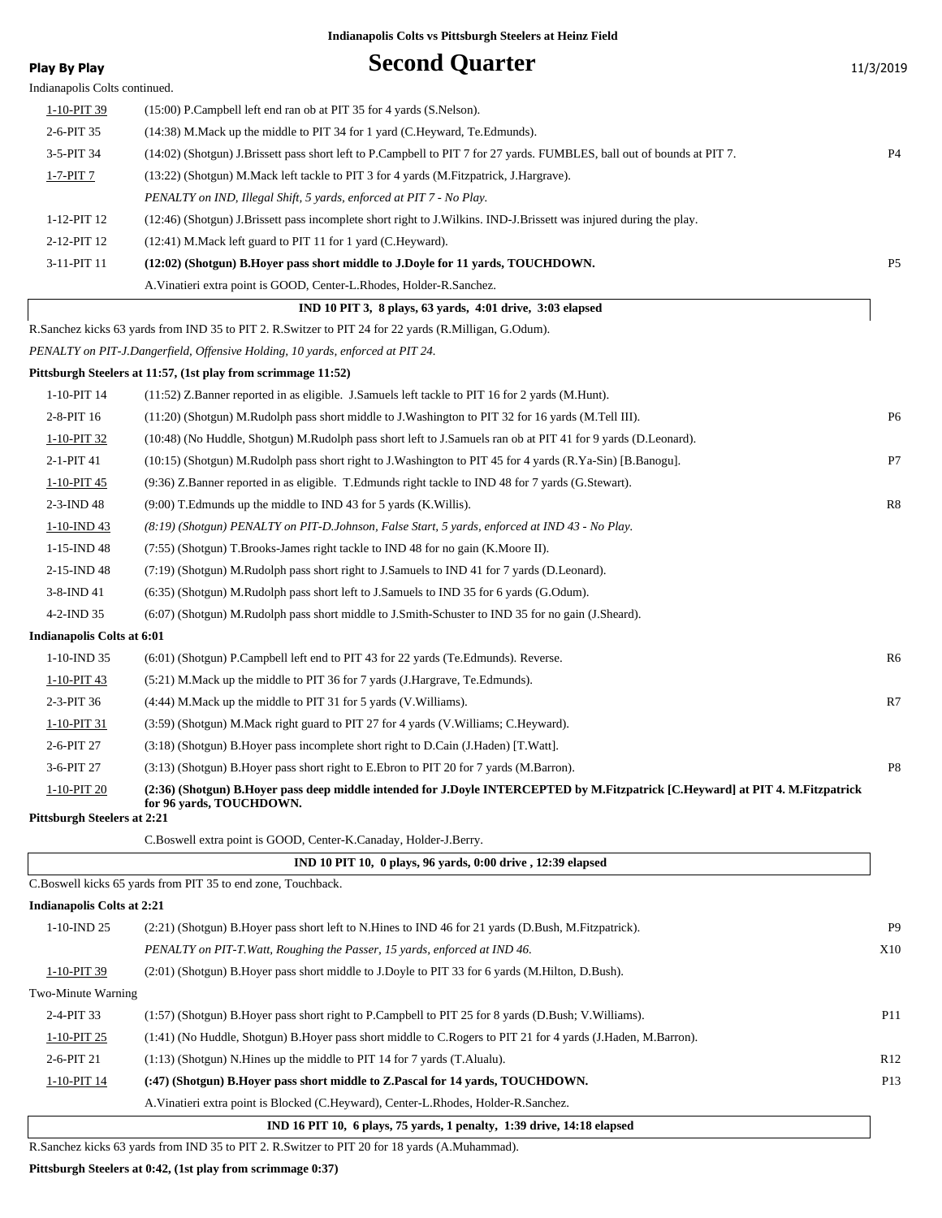**Indianapolis Colts vs Pittsburgh Steelers at Heinz Field**

# Second Quarter

**Play By Play** 11/3/2019

Indianapolis Colts continued.

| Down | Play | |
|---|---|---|
| 1-10-PIT 39 | (15:00) P.Campbell left end ran ob at PIT 35 for 4 yards (S.Nelson). | |
| 2-6-PIT 35 | (14:38) M.Mack up the middle to PIT 34 for 1 yard (C.Heyward, Te.Edmunds). | |
| 3-5-PIT 34 | (14:02) (Shotgun) J.Brissett pass short left to P.Campbell to PIT 7 for 27 yards. FUMBLES, ball out of bounds at PIT 7. | P4 |
| 1-7-PIT 7 | (13:22) (Shotgun) M.Mack left tackle to PIT 3 for 4 yards (M.Fitzpatrick, J.Hargrave). | |
| | *PENALTY on IND, Illegal Shift, 5 yards, enforced at PIT 7 - No Play.* | |
| 1-12-PIT 12 | (12:46) (Shotgun) J.Brissett pass incomplete short right to J.Wilkins. IND-J.Brissett was injured during the play. | |
| 2-12-PIT 12 | (12:41) M.Mack left guard to PIT 11 for 1 yard (C.Heyward). | |
| 3-11-PIT 11 | **(12:02) (Shotgun) B.Hoyer pass short middle to J.Doyle for 11 yards, TOUCHDOWN.** | P5 |
| | A.Vinatieri extra point is GOOD, Center-L.Rhodes, Holder-R.Sanchez. | |

**IND 10 PIT 3, 8 plays, 63 yards, 4:01 drive, 3:03 elapsed**

R.Sanchez kicks 63 yards from IND 35 to PIT 2. R.Switzer to PIT 24 for 22 yards (R.Milligan, G.Odum).

*PENALTY on PIT-J.Dangerfield, Offensive Holding, 10 yards, enforced at PIT 24.*

**Pittsburgh Steelers at 11:57, (1st play from scrimmage 11:52)**

| Down | Play | |
|---|---|---|
| 1-10-PIT 14 | (11:52) Z.Banner reported in as eligible. J.Samuels left tackle to PIT 16 for 2 yards (M.Hunt). | |
| 2-8-PIT 16 | (11:20) (Shotgun) M.Rudolph pass short middle to J.Washington to PIT 32 for 16 yards (M.Tell III). | P6 |
| 1-10-PIT 32 | (10:48) (No Huddle, Shotgun) M.Rudolph pass short left to J.Samuels ran ob at PIT 41 for 9 yards (D.Leonard). | |
| 2-1-PIT 41 | (10:15) (Shotgun) M.Rudolph pass short right to J.Washington to PIT 45 for 4 yards (R.Ya-Sin) [B.Banogu]. | P7 |
| 1-10-PIT 45 | (9:36) Z.Banner reported in as eligible. T.Edmunds right tackle to IND 48 for 7 yards (G.Stewart). | |
| 2-3-IND 48 | (9:00) T.Edmunds up the middle to IND 43 for 5 yards (K.Willis). | R8 |
| 1-10-IND 43 | *(8:19) (Shotgun) PENALTY on PIT-D.Johnson, False Start, 5 yards, enforced at IND 43 - No Play.* | |
| 1-15-IND 48 | (7:55) (Shotgun) T.Brooks-James right tackle to IND 48 for no gain (K.Moore II). | |
| 2-15-IND 48 | (7:19) (Shotgun) M.Rudolph pass short right to J.Samuels to IND 41 for 7 yards (D.Leonard). | |
| 3-8-IND 41 | (6:35) (Shotgun) M.Rudolph pass short left to J.Samuels to IND 35 for 6 yards (G.Odum). | |
| 4-2-IND 35 | (6:07) (Shotgun) M.Rudolph pass short middle to J.Smith-Schuster to IND 35 for no gain (J.Sheard). | |

**Indianapolis Colts at 6:01**

| Down | Play | |
|---|---|---|
| 1-10-IND 35 | (6:01) (Shotgun) P.Campbell left end to PIT 43 for 22 yards (Te.Edmunds). Reverse. | R6 |
| 1-10-PIT 43 | (5:21) M.Mack up the middle to PIT 36 for 7 yards (J.Hargrave, Te.Edmunds). | |
| 2-3-PIT 36 | (4:44) M.Mack up the middle to PIT 31 for 5 yards (V.Williams). | R7 |
| 1-10-PIT 31 | (3:59) (Shotgun) M.Mack right guard to PIT 27 for 4 yards (V.Williams; C.Heyward). | |
| 2-6-PIT 27 | (3:18) (Shotgun) B.Hoyer pass incomplete short right to D.Cain (J.Haden) [T.Watt]. | |
| 3-6-PIT 27 | (3:13) (Shotgun) B.Hoyer pass short right to E.Ebron to PIT 20 for 7 yards (M.Barron). | P8 |
| 1-10-PIT 20 | **(2:36) (Shotgun) B.Hoyer pass deep middle intended for J.Doyle INTERCEPTED by M.Fitzpatrick [C.Heyward] at PIT 4. M.Fitzpatrick for 96 yards, TOUCHDOWN.** | |

**Pittsburgh Steelers at 2:21**

C.Boswell extra point is GOOD, Center-K.Canaday, Holder-J.Berry.

**IND 10 PIT 10, 0 plays, 96 yards, 0:00 drive , 12:39 elapsed**

C.Boswell kicks 65 yards from PIT 35 to end zone, Touchback.

**Indianapolis Colts at 2:21**

| Down | Play | |
|---|---|---|
| 1-10-IND 25 | (2:21) (Shotgun) B.Hoyer pass short left to N.Hines to IND 46 for 21 yards (D.Bush, M.Fitzpatrick). | P9 |
| | *PENALTY on PIT-T.Watt, Roughing the Passer, 15 yards, enforced at IND 46.* | X10 |
| 1-10-PIT 39 | (2:01) (Shotgun) B.Hoyer pass short middle to J.Doyle to PIT 33 for 6 yards (M.Hilton, D.Bush). | |
| Two-Minute Warning | | |
| 2-4-PIT 33 | (1:57) (Shotgun) B.Hoyer pass short right to P.Campbell to PIT 25 for 8 yards (D.Bush; V.Williams). | P11 |
| 1-10-PIT 25 | (1:41) (No Huddle, Shotgun) B.Hoyer pass short middle to C.Rogers to PIT 21 for 4 yards (J.Haden, M.Barron). | |
| 2-6-PIT 21 | (1:13) (Shotgun) N.Hines up the middle to PIT 14 for 7 yards (T.Alualu). | R12 |
| 1-10-PIT 14 | **(:47) (Shotgun) B.Hoyer pass short middle to Z.Pascal for 14 yards, TOUCHDOWN.** | P13 |
| | A.Vinatieri extra point is Blocked (C.Heyward), Center-L.Rhodes, Holder-R.Sanchez. | |

**IND 16 PIT 10, 6 plays, 75 yards, 1 penalty, 1:39 drive, 14:18 elapsed**

R.Sanchez kicks 63 yards from IND 35 to PIT 2. R.Switzer to PIT 20 for 18 yards (A.Muhammad).

**Pittsburgh Steelers at 0:42, (1st play from scrimmage 0:37)**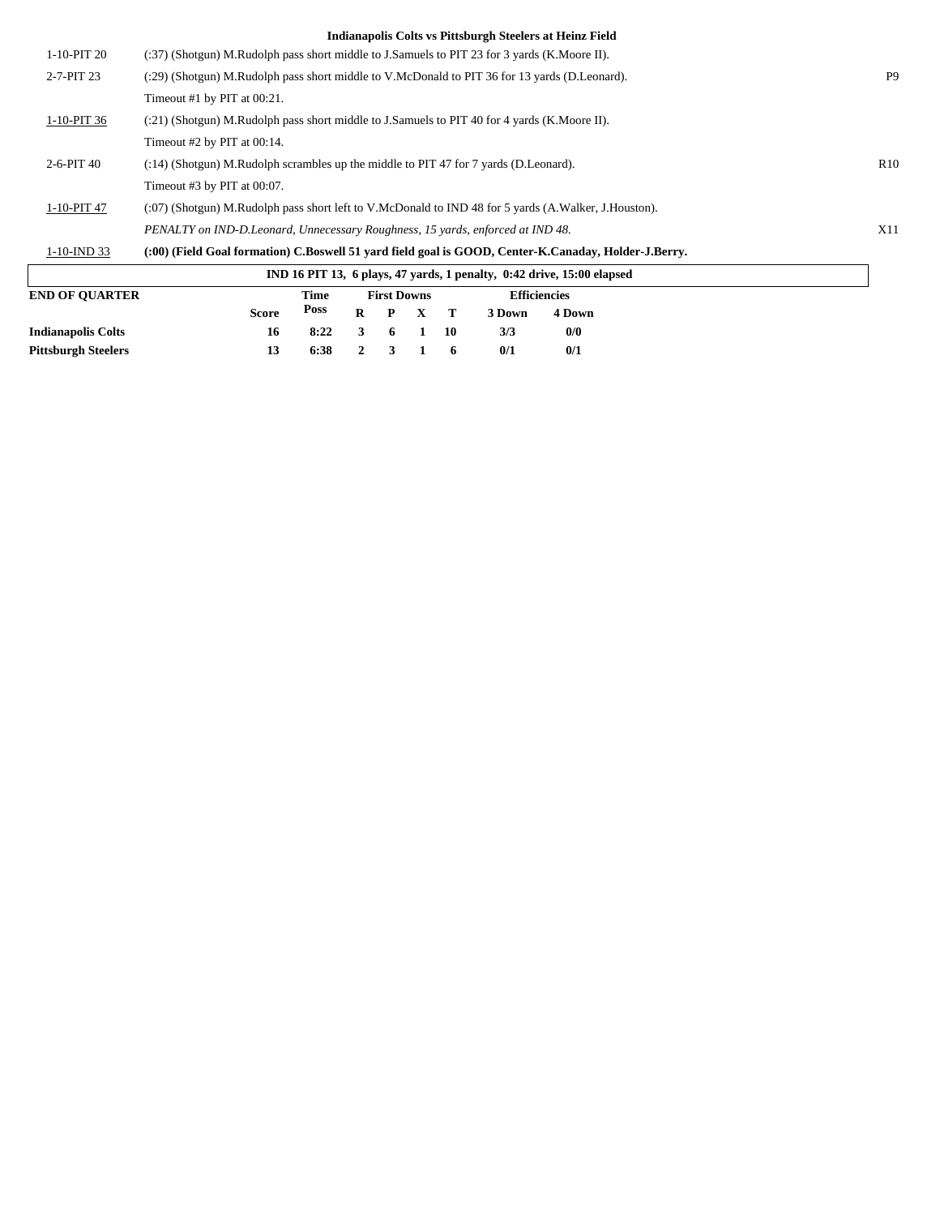**Indianapolis Colts vs Pittsburgh Steelers at Heinz Field**

| | | |
|---|---|---|
| 1-10-PIT 20 | (:37) (Shotgun) M.Rudolph pass short middle to J.Samuels to PIT 23 for 3 yards (K.Moore II). | |
| 2-7-PIT 23 | (:29) (Shotgun) M.Rudolph pass short middle to V.McDonald to PIT 36 for 13 yards (D.Leonard). | P9 |
| | Timeout #1 by PIT at 00:21. | |
| 1-10-PIT 36 | (:21) (Shotgun) M.Rudolph pass short middle to J.Samuels to PIT 40 for 4 yards (K.Moore II). | |
| | Timeout #2 by PIT at 00:14. | |
| 2-6-PIT 40 | (:14) (Shotgun) M.Rudolph scrambles up the middle to PIT 47 for 7 yards (D.Leonard). | R10 |
| | Timeout #3 by PIT at 00:07. | |
| 1-10-PIT 47 | (:07) (Shotgun) M.Rudolph pass short left to V.McDonald to IND 48 for 5 yards (A.Walker, J.Houston). | |
| | *PENALTY on IND-D.Leonard, Unnecessary Roughness, 15 yards, enforced at IND 48.* | X11 |
| 1-10-IND 33 | **(:00) (Field Goal formation) C.Boswell 51 yard field goal is GOOD, Center-K.Canaday, Holder-J.Berry.** | |

**IND 16 PIT 13, 6 plays, 47 yards, 1 penalty, 0:42 drive, 15:00 elapsed**

| END OF QUARTER | Score | Time Poss | First Downs R | P | X | T | Efficiencies 3 Down | 4 Down |
|---|---|---|---|---|---|---|---|---|
| **Indianapolis Colts** | 16 | 8:22 | 3 | 6 | 1 | 10 | 3/3 | 0/0 |
| **Pittsburgh Steelers** | 13 | 6:38 | 2 | 3 | 1 | 6 | 0/1 | 0/1 |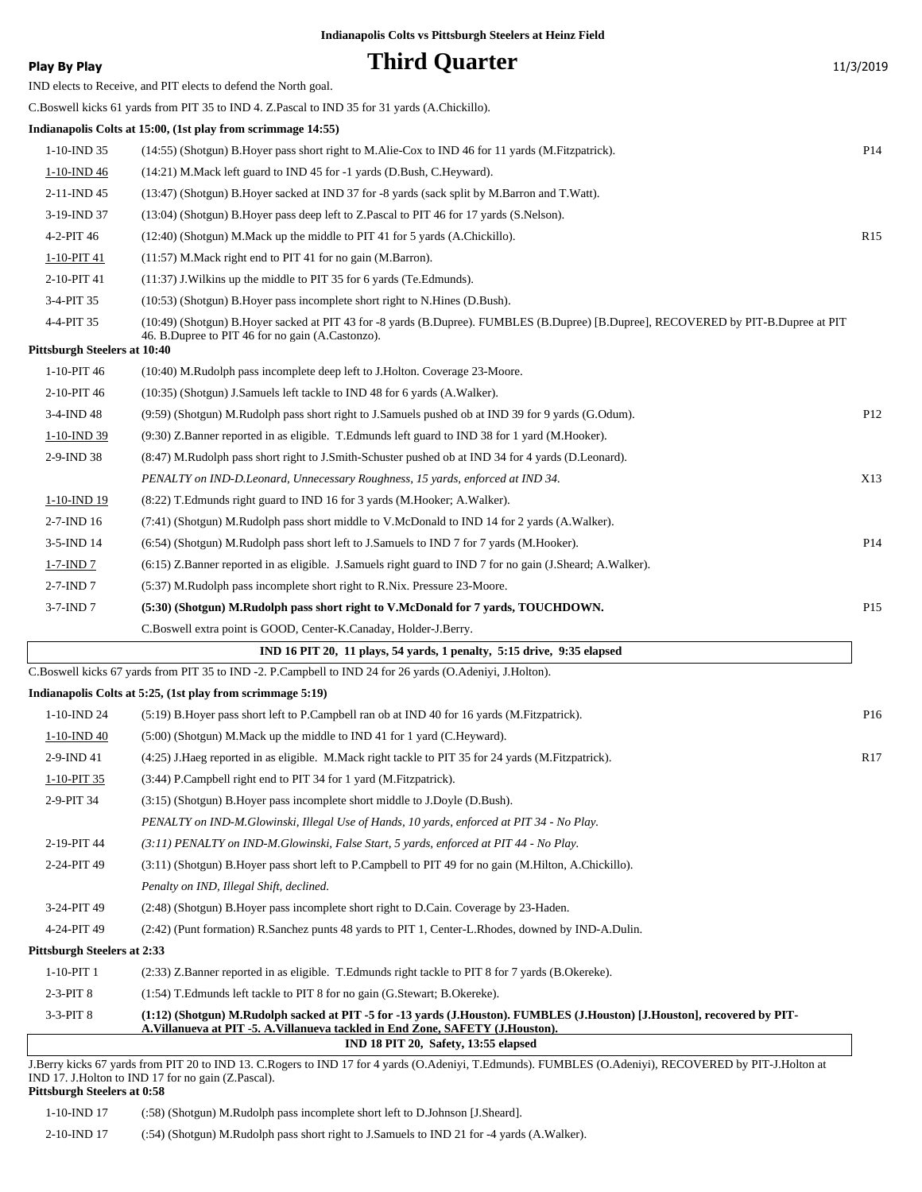Indianapolis Colts vs Pittsburgh Steelers at Heinz Field

**Play By Play** — **Third Quarter** — 11/3/2019

IND elects to Receive, and PIT elects to defend the North goal.

C.Boswell kicks 61 yards from PIT 35 to IND 4. Z.Pascal to IND 35 for 31 yards (A.Chickillo).

**Indianapolis Colts at 15:00, (1st play from scrimmage 14:55)**

| Down | Play | |
|---|---|---|
| 1-10-IND 35 | (14:55) (Shotgun) B.Hoyer pass short right to M.Alie-Cox to IND 46 for 11 yards (M.Fitzpatrick). | P14 |
| 1-10-IND 46 | (14:21) M.Mack left guard to IND 45 for -1 yards (D.Bush, C.Heyward). | |
| 2-11-IND 45 | (13:47) (Shotgun) B.Hoyer sacked at IND 37 for -8 yards (sack split by M.Barron and T.Watt). | |
| 3-19-IND 37 | (13:04) (Shotgun) B.Hoyer pass deep left to Z.Pascal to PIT 46 for 17 yards (S.Nelson). | |
| 4-2-PIT 46 | (12:40) (Shotgun) M.Mack up the middle to PIT 41 for 5 yards (A.Chickillo). | R15 |
| 1-10-PIT 41 | (11:57) M.Mack right end to PIT 41 for no gain (M.Barron). | |
| 2-10-PIT 41 | (11:37) J.Wilkins up the middle to PIT 35 for 6 yards (Te.Edmunds). | |
| 3-4-PIT 35 | (10:53) (Shotgun) B.Hoyer pass incomplete short right to N.Hines (D.Bush). | |
| 4-4-PIT 35 | (10:49) (Shotgun) B.Hoyer sacked at PIT 43 for -8 yards (B.Dupree). FUMBLES (B.Dupree) [B.Dupree], RECOVERED by PIT-B.Dupree at PIT 46. B.Dupree to PIT 46 for no gain (A.Castonzo). | |

**Pittsburgh Steelers at 10:40**

| Down | Play | |
|---|---|---|
| 1-10-PIT 46 | (10:40) M.Rudolph pass incomplete deep left to J.Holton. Coverage 23-Moore. | |
| 2-10-PIT 46 | (10:35) (Shotgun) J.Samuels left tackle to IND 48 for 6 yards (A.Walker). | |
| 3-4-IND 48 | (9:59) (Shotgun) M.Rudolph pass short right to J.Samuels pushed ob at IND 39 for 9 yards (G.Odum). | P12 |
| 1-10-IND 39 | (9:30) Z.Banner reported in as eligible. T.Edmunds left guard to IND 38 for 1 yard (M.Hooker). | |
| 2-9-IND 38 | (8:47) M.Rudolph pass short right to J.Smith-Schuster pushed ob at IND 34 for 4 yards (D.Leonard). | |
| | *PENALTY on IND-D.Leonard, Unnecessary Roughness, 15 yards, enforced at IND 34.* | X13 |
| 1-10-IND 19 | (8:22) T.Edmunds right guard to IND 16 for 3 yards (M.Hooker; A.Walker). | |
| 2-7-IND 16 | (7:41) (Shotgun) M.Rudolph pass short middle to V.McDonald to IND 14 for 2 yards (A.Walker). | |
| 3-5-IND 14 | (6:54) (Shotgun) M.Rudolph pass short left to J.Samuels to IND 7 for 7 yards (M.Hooker). | P14 |
| 1-7-IND 7 | (6:15) Z.Banner reported in as eligible. J.Samuels right guard to IND 7 for no gain (J.Sheard; A.Walker). | |
| 2-7-IND 7 | (5:37) M.Rudolph pass incomplete short right to R.Nix. Pressure 23-Moore. | |
| 3-7-IND 7 | **(5:30) (Shotgun) M.Rudolph pass short right to V.McDonald for 7 yards, TOUCHDOWN.** | P15 |
| | C.Boswell extra point is GOOD, Center-K.Canaday, Holder-J.Berry. | |

**IND 16 PIT 20, 11 plays, 54 yards, 1 penalty, 5:15 drive, 9:35 elapsed**

C.Boswell kicks 67 yards from PIT 35 to IND -2. P.Campbell to IND 24 for 26 yards (O.Adeniyi, J.Holton).

**Indianapolis Colts at 5:25, (1st play from scrimmage 5:19)**

| Down | Play | |
|---|---|---|
| 1-10-IND 24 | (5:19) B.Hoyer pass short left to P.Campbell ran ob at IND 40 for 16 yards (M.Fitzpatrick). | P16 |
| 1-10-IND 40 | (5:00) (Shotgun) M.Mack up the middle to IND 41 for 1 yard (C.Heyward). | |
| 2-9-IND 41 | (4:25) J.Haeg reported in as eligible. M.Mack right tackle to PIT 35 for 24 yards (M.Fitzpatrick). | R17 |
| 1-10-PIT 35 | (3:44) P.Campbell right end to PIT 34 for 1 yard (M.Fitzpatrick). | |
| 2-9-PIT 34 | (3:15) (Shotgun) B.Hoyer pass incomplete short middle to J.Doyle (D.Bush). | |
| | *PENALTY on IND-M.Glowinski, Illegal Use of Hands, 10 yards, enforced at PIT 34 - No Play.* | |
| 2-19-PIT 44 | *(3:11) PENALTY on IND-M.Glowinski, False Start, 5 yards, enforced at PIT 44 - No Play.* | |
| 2-24-PIT 49 | (3:11) (Shotgun) B.Hoyer pass short left to P.Campbell to PIT 49 for no gain (M.Hilton, A.Chickillo). | |
| | *Penalty on IND, Illegal Shift, declined.* | |
| 3-24-PIT 49 | (2:48) (Shotgun) B.Hoyer pass incomplete short right to D.Cain. Coverage by 23-Haden. | |
| 4-24-PIT 49 | (2:42) (Punt formation) R.Sanchez punts 48 yards to PIT 1, Center-L.Rhodes, downed by IND-A.Dulin. | |

**Pittsburgh Steelers at 2:33**

| Down | Play | |
|---|---|---|
| 1-10-PIT 1 | (2:33) Z.Banner reported in as eligible. T.Edmunds right tackle to PIT 8 for 7 yards (B.Okereke). | |
| 2-3-PIT 8 | (1:54) T.Edmunds left tackle to PIT 8 for no gain (G.Stewart; B.Okereke). | |
| 3-3-PIT 8 | **(1:12) (Shotgun) M.Rudolph sacked at PIT -5 for -13 yards (J.Houston). FUMBLES (J.Houston) [J.Houston], recovered by PIT-A.Villanueva at PIT -5. A.Villanueva tackled in End Zone, SAFETY (J.Houston).** | |

**IND 18 PIT 20, Safety, 13:55 elapsed**

J.Berry kicks 67 yards from PIT 20 to IND 13. C.Rogers to IND 17 for 4 yards (O.Adeniyi, T.Edmunds). FUMBLES (O.Adeniyi), RECOVERED by PIT-J.Holton at IND 17. J.Holton to IND 17 for no gain (Z.Pascal).

**Pittsburgh Steelers at 0:58**

| Down | Play | |
|---|---|---|
| 1-10-IND 17 | (:58) (Shotgun) M.Rudolph pass incomplete short left to D.Johnson [J.Sheard]. | |
| 2-10-IND 17 | (:54) (Shotgun) M.Rudolph pass short right to J.Samuels to IND 21 for -4 yards (A.Walker). | |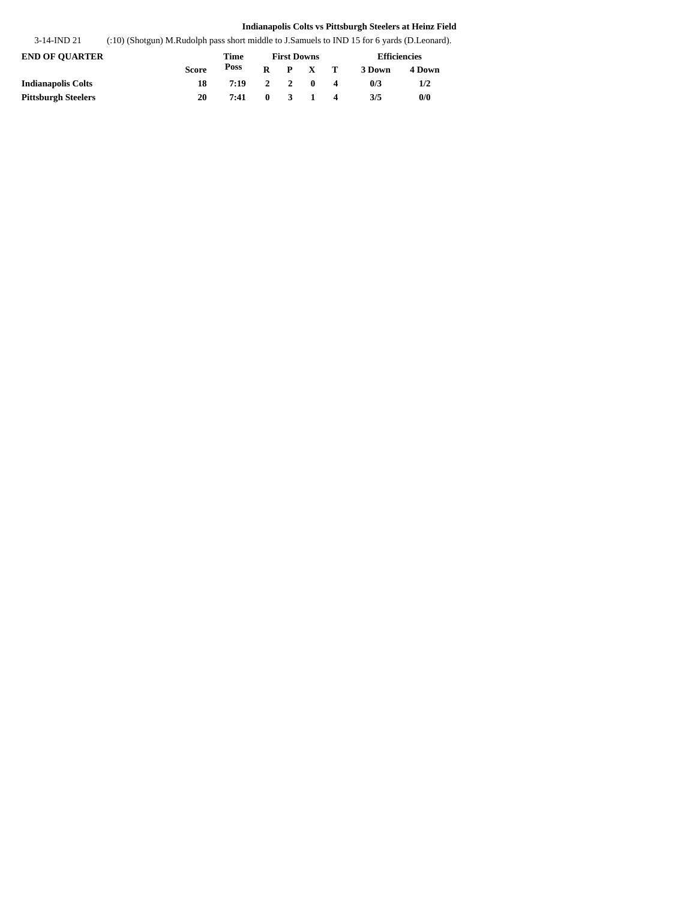**Indianapolis Colts vs Pittsburgh Steelers at Heinz Field**

| | |
|---|---|
| 3-14-IND 21 | (:10) (Shotgun) M.Rudolph pass short middle to J.Samuels to IND 15 for 6 yards (D.Leonard). |

| END OF QUARTER | | Time | First Downs | | | | Efficiencies | |
|---|---|---|---|---|---|---|---|---|
| | Score | Poss | R | P | X | T | 3 Down | 4 Down |
| **Indianapolis Colts** | **18** | **7:19** | **2** | **2** | **0** | **4** | **0/3** | **1/2** |
| **Pittsburgh Steelers** | **20** | **7:41** | **0** | **3** | **1** | **4** | **3/5** | **0/0** |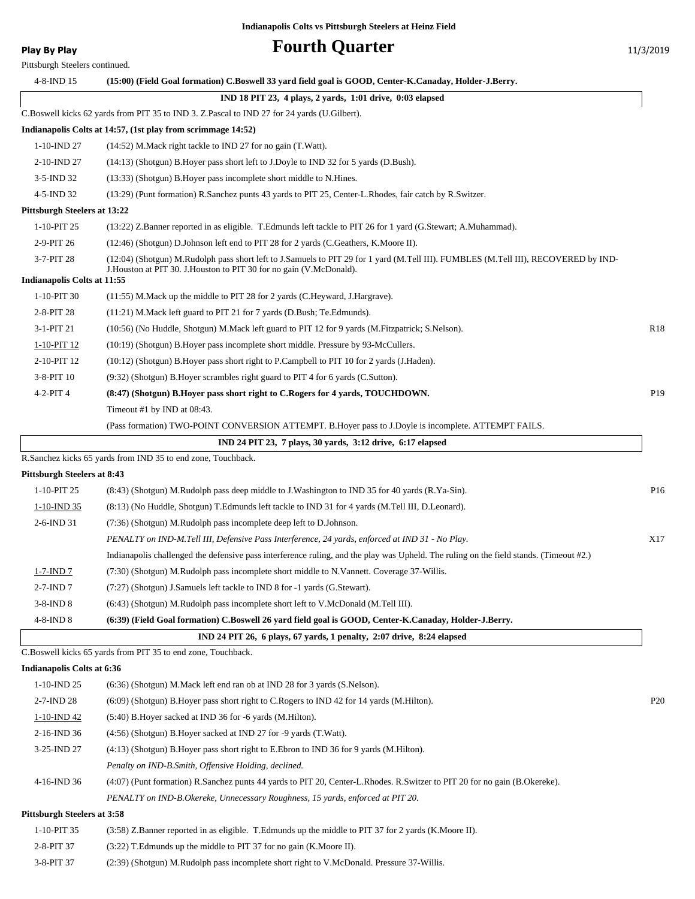**Indianapolis Colts vs Pittsburgh Steelers at Heinz Field**

Play By Play

# Fourth Quarter

11/3/2019

Pittsburgh Steelers continued.

| | | |
|---|---|---|
| 4-8-IND 15 | **(15:00) (Field Goal formation) C.Boswell 33 yard field goal is GOOD, Center-K.Canaday, Holder-J.Berry.** | |
| | **IND 18 PIT 23, 4 plays, 2 yards, 1:01 drive, 0:03 elapsed** | |
| | C.Boswell kicks 62 yards from PIT 35 to IND 3. Z.Pascal to IND 27 for 24 yards (U.Gilbert). | |
| **Indianapolis Colts at 14:57, (1st play from scrimmage 14:52)** | | |
| 1-10-IND 27 | (14:52) M.Mack right tackle to IND 27 for no gain (T.Watt). | |
| 2-10-IND 27 | (14:13) (Shotgun) B.Hoyer pass short left to J.Doyle to IND 32 for 5 yards (D.Bush). | |
| 3-5-IND 32 | (13:33) (Shotgun) B.Hoyer pass incomplete short middle to N.Hines. | |
| 4-5-IND 32 | (13:29) (Punt formation) R.Sanchez punts 43 yards to PIT 25, Center-L.Rhodes, fair catch by R.Switzer. | |
| **Pittsburgh Steelers at 13:22** | | |
| 1-10-PIT 25 | (13:22) Z.Banner reported in as eligible. T.Edmunds left tackle to PIT 26 for 1 yard (G.Stewart; A.Muhammad). | |
| 2-9-PIT 26 | (12:46) (Shotgun) D.Johnson left end to PIT 28 for 2 yards (C.Geathers, K.Moore II). | |
| 3-7-PIT 28 | (12:04) (Shotgun) M.Rudolph pass short left to J.Samuels to PIT 29 for 1 yard (M.Tell III). FUMBLES (M.Tell III), RECOVERED by IND-J.Houston at PIT 30. J.Houston to PIT 30 for no gain (V.McDonald). | |
| **Indianapolis Colts at 11:55** | | |
| 1-10-PIT 30 | (11:55) M.Mack up the middle to PIT 28 for 2 yards (C.Heyward, J.Hargrave). | |
| 2-8-PIT 28 | (11:21) M.Mack left guard to PIT 21 for 7 yards (D.Bush; Te.Edmunds). | |
| 3-1-PIT 21 | (10:56) (No Huddle, Shotgun) M.Mack left guard to PIT 12 for 9 yards (M.Fitzpatrick; S.Nelson). | R18 |
| 1-10-PIT 12 | (10:19) (Shotgun) B.Hoyer pass incomplete short middle. Pressure by 93-McCullers. | |
| 2-10-PIT 12 | (10:12) (Shotgun) B.Hoyer pass short right to P.Campbell to PIT 10 for 2 yards (J.Haden). | |
| 3-8-PIT 10 | (9:32) (Shotgun) B.Hoyer scrambles right guard to PIT 4 for 6 yards (C.Sutton). | |
| 4-2-PIT 4 | **(8:47) (Shotgun) B.Hoyer pass short right to C.Rogers for 4 yards, TOUCHDOWN.** | P19 |
| | Timeout #1 by IND at 08:43. | |
| | (Pass formation) TWO-POINT CONVERSION ATTEMPT. B.Hoyer pass to J.Doyle is incomplete. ATTEMPT FAILS. | |
| | **IND 24 PIT 23, 7 plays, 30 yards, 3:12 drive, 6:17 elapsed** | |
| | R.Sanchez kicks 65 yards from IND 35 to end zone, Touchback. | |
| **Pittsburgh Steelers at 8:43** | | |
| 1-10-PIT 25 | (8:43) (Shotgun) M.Rudolph pass deep middle to J.Washington to IND 35 for 40 yards (R.Ya-Sin). | P16 |
| 1-10-IND 35 | (8:13) (No Huddle, Shotgun) T.Edmunds left tackle to IND 31 for 4 yards (M.Tell III, D.Leonard). | |
| 2-6-IND 31 | (7:36) (Shotgun) M.Rudolph pass incomplete deep left to D.Johnson. | |
| | *PENALTY on IND-M.Tell III, Defensive Pass Interference, 24 yards, enforced at IND 31 - No Play.* | X17 |
| | Indianapolis challenged the defensive pass interference ruling, and the play was Upheld. The ruling on the field stands. (Timeout #2.) | |
| 1-7-IND 7 | (7:30) (Shotgun) M.Rudolph pass incomplete short middle to N.Vannett. Coverage 37-Willis. | |
| 2-7-IND 7 | (7:27) (Shotgun) J.Samuels left tackle to IND 8 for -1 yards (G.Stewart). | |
| 3-8-IND 8 | (6:43) (Shotgun) M.Rudolph pass incomplete short left to V.McDonald (M.Tell III). | |
| 4-8-IND 8 | **(6:39) (Field Goal formation) C.Boswell 26 yard field goal is GOOD, Center-K.Canaday, Holder-J.Berry.** | |
| | **IND 24 PIT 26, 6 plays, 67 yards, 1 penalty, 2:07 drive, 8:24 elapsed** | |
| | C.Boswell kicks 65 yards from PIT 35 to end zone, Touchback. | |
| **Indianapolis Colts at 6:36** | | |
| 1-10-IND 25 | (6:36) (Shotgun) M.Mack left end ran ob at IND 28 for 3 yards (S.Nelson). | |
| 2-7-IND 28 | (6:09) (Shotgun) B.Hoyer pass short right to C.Rogers to IND 42 for 14 yards (M.Hilton). | P20 |
| 1-10-IND 42 | (5:40) B.Hoyer sacked at IND 36 for -6 yards (M.Hilton). | |
| 2-16-IND 36 | (4:56) (Shotgun) B.Hoyer sacked at IND 27 for -9 yards (T.Watt). | |
| 3-25-IND 27 | (4:13) (Shotgun) B.Hoyer pass short right to E.Ebron to IND 36 for 9 yards (M.Hilton). | |
| | *Penalty on IND-B.Smith, Offensive Holding, declined.* | |
| 4-16-IND 36 | (4:07) (Punt formation) R.Sanchez punts 44 yards to PIT 20, Center-L.Rhodes. R.Switzer to PIT 20 for no gain (B.Okereke). | |
| | *PENALTY on IND-B.Okereke, Unnecessary Roughness, 15 yards, enforced at PIT 20.* | |
| **Pittsburgh Steelers at 3:58** | | |
| 1-10-PIT 35 | (3:58) Z.Banner reported in as eligible. T.Edmunds up the middle to PIT 37 for 2 yards (K.Moore II). | |
| 2-8-PIT 37 | (3:22) T.Edmunds up the middle to PIT 37 for no gain (K.Moore II). | |
| 3-8-PIT 37 | (2:39) (Shotgun) M.Rudolph pass incomplete short right to V.McDonald. Pressure 37-Willis. | |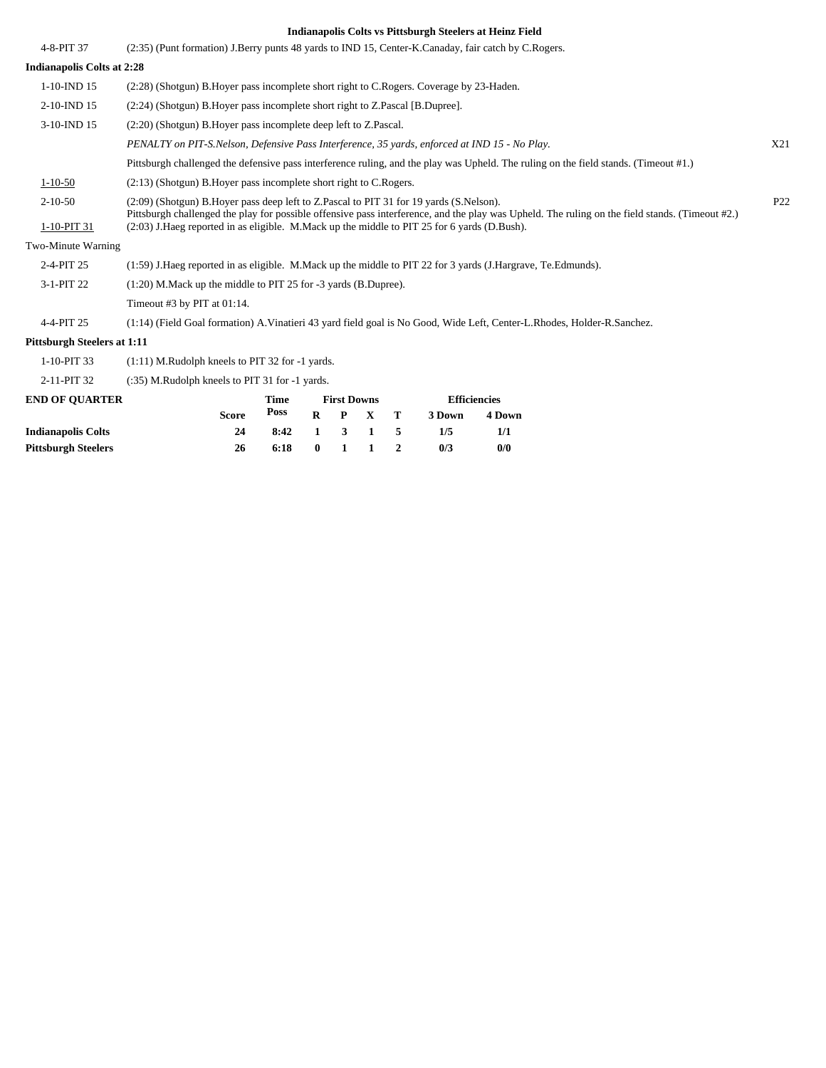## Indianapolis Colts vs Pittsburgh Steelers at Heinz Field

| | | |
|---|---|---|
| 4-8-PIT 37 | (2:35) (Punt formation) J.Berry punts 48 yards to IND 15, Center-K.Canaday, fair catch by C.Rogers. | |

**Indianapolis Colts at 2:28**

| | | |
|---|---|---|
| 1-10-IND 15 | (2:28) (Shotgun) B.Hoyer pass incomplete short right to C.Rogers. Coverage by 23-Haden. | |
| 2-10-IND 15 | (2:24) (Shotgun) B.Hoyer pass incomplete short right to Z.Pascal [B.Dupree]. | |
| 3-10-IND 15 | (2:20) (Shotgun) B.Hoyer pass incomplete deep left to Z.Pascal. | |
| | *PENALTY on PIT-S.Nelson, Defensive Pass Interference, 35 yards, enforced at IND 15 - No Play.* | X21 |
| | Pittsburgh challenged the defensive pass interference ruling, and the play was Upheld. The ruling on the field stands. (Timeout #1.) | |
| 1-10-50 | (2:13) (Shotgun) B.Hoyer pass incomplete short right to C.Rogers. | |
| 2-10-50 | (2:09) (Shotgun) B.Hoyer pass deep left to Z.Pascal to PIT 31 for 19 yards (S.Nelson). Pittsburgh challenged the play for possible offensive pass interference, and the play was Upheld. The ruling on the field stands. (Timeout #2.) | P22 |
| 1-10-PIT 31 | (2:03) J.Haeg reported in as eligible. M.Mack up the middle to PIT 25 for 6 yards (D.Bush). | |

Two-Minute Warning

| | | |
|---|---|---|
| 2-4-PIT 25 | (1:59) J.Haeg reported in as eligible. M.Mack up the middle to PIT 22 for 3 yards (J.Hargrave, Te.Edmunds). | |
| 3-1-PIT 22 | (1:20) M.Mack up the middle to PIT 25 for -3 yards (B.Dupree). | |
| | Timeout #3 by PIT at 01:14. | |
| 4-4-PIT 25 | (1:14) (Field Goal formation) A.Vinatieri 43 yard field goal is No Good, Wide Left, Center-L.Rhodes, Holder-R.Sanchez. | |

**Pittsburgh Steelers at 1:11**

| | |
|---|---|
| 1-10-PIT 33 | (1:11) M.Rudolph kneels to PIT 32 for -1 yards. |
| 2-11-PIT 32 | (:35) M.Rudolph kneels to PIT 31 for -1 yards. |

| END OF QUARTER | Score | Time Poss | First Downs R | P | X | T | Efficiencies 3 Down | 4 Down |
|---|---|---|---|---|---|---|---|---|
| Indianapolis Colts | 24 | 8:42 | 1 | 3 | 1 | 5 | 1/5 | 1/1 |
| Pittsburgh Steelers | 26 | 6:18 | 0 | 1 | 1 | 2 | 0/3 | 0/0 |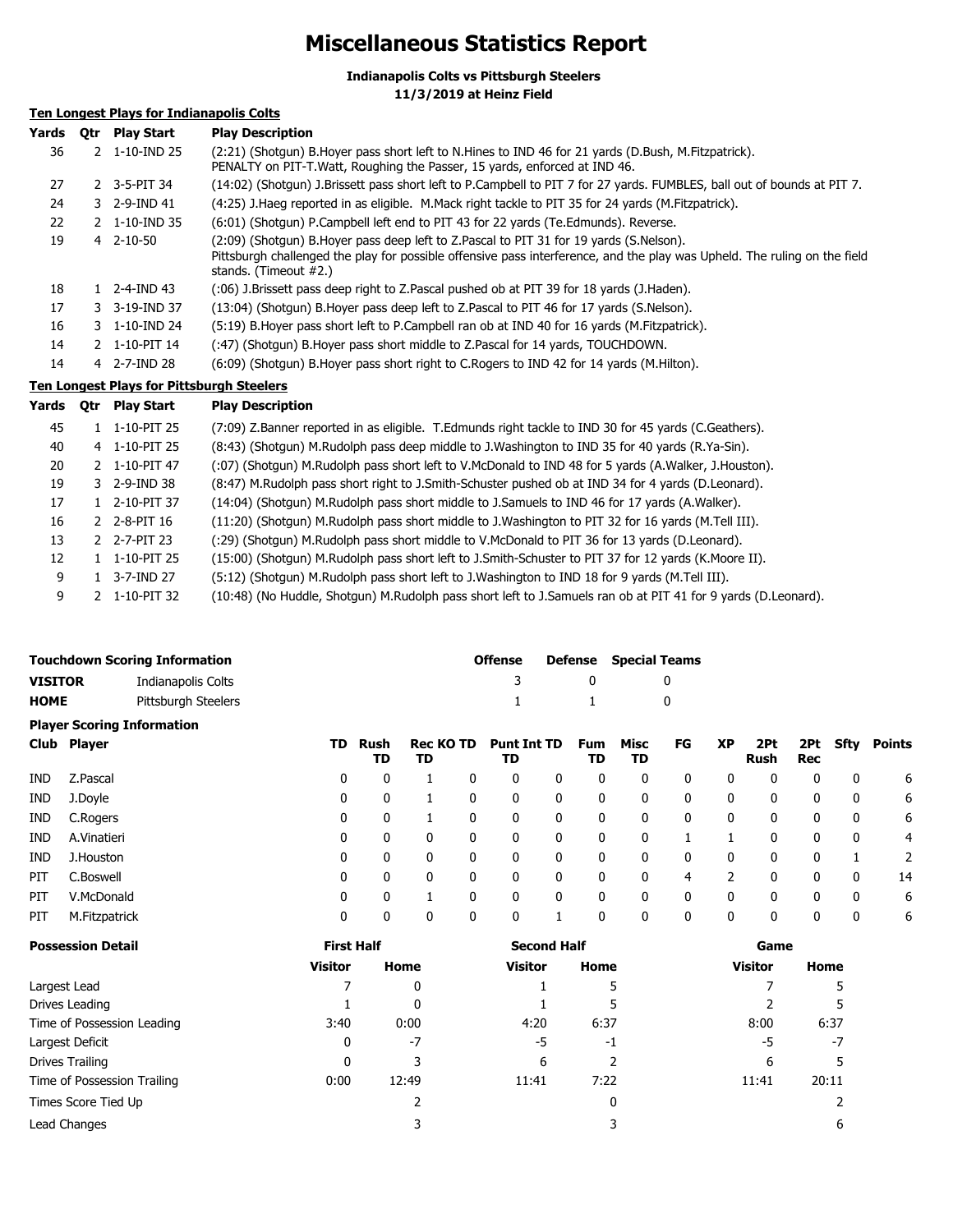# Miscellaneous Statistics Report

**Indianapolis Colts vs Pittsburgh Steelers**
**11/3/2019 at Heinz Field**

### Ten Longest Plays for Indianapolis Colts

| Yards | Qtr | Play Start | Play Description |
|---|---|---|---|
| 36 | 2 | 1-10-IND 25 | (2:21) (Shotgun) B.Hoyer pass short left to N.Hines to IND 46 for 21 yards (D.Bush, M.Fitzpatrick). PENALTY on PIT-T.Watt, Roughing the Passer, 15 yards, enforced at IND 46. |
| 27 | 2 | 3-5-PIT 34 | (14:02) (Shotgun) J.Brissett pass short left to P.Campbell to PIT 7 for 27 yards. FUMBLES, ball out of bounds at PIT 7. |
| 24 | 3 | 2-9-IND 41 | (4:25) J.Haeg reported in as eligible. M.Mack right tackle to PIT 35 for 24 yards (M.Fitzpatrick). |
| 22 | 2 | 1-10-IND 35 | (6:01) (Shotgun) P.Campbell left end to PIT 43 for 22 yards (Te.Edmunds). Reverse. |
| 19 | 4 | 2-10-50 | (2:09) (Shotgun) B.Hoyer pass deep left to Z.Pascal to PIT 31 for 19 yards (S.Nelson). Pittsburgh challenged the play for possible offensive pass interference, and the play was Upheld. The ruling on the field stands. (Timeout #2.) |
| 18 | 1 | 2-4-IND 43 | (:06) J.Brissett pass deep right to Z.Pascal pushed ob at PIT 39 for 18 yards (J.Haden). |
| 17 | 3 | 3-19-IND 37 | (13:04) (Shotgun) B.Hoyer pass deep left to Z.Pascal to PIT 46 for 17 yards (S.Nelson). |
| 16 | 3 | 1-10-IND 24 | (5:19) B.Hoyer pass short left to P.Campbell ran ob at IND 40 for 16 yards (M.Fitzpatrick). |
| 14 | 2 | 1-10-PIT 14 | (:47) (Shotgun) B.Hoyer pass short middle to Z.Pascal for 14 yards, TOUCHDOWN. |
| 14 | 4 | 2-7-IND 28 | (6:09) (Shotgun) B.Hoyer pass short right to C.Rogers to IND 42 for 14 yards (M.Hilton). |

### Ten Longest Plays for Pittsburgh Steelers

| Yards | Qtr | Play Start | Play Description |
|---|---|---|---|
| 45 | 1 | 1-10-PIT 25 | (7:09) Z.Banner reported in as eligible. T.Edmunds right tackle to IND 30 for 45 yards (C.Geathers). |
| 40 | 4 | 1-10-PIT 25 | (8:43) (Shotgun) M.Rudolph pass deep middle to J.Washington to IND 35 for 40 yards (R.Ya-Sin). |
| 20 | 2 | 1-10-PIT 47 | (:07) (Shotgun) M.Rudolph pass short left to V.McDonald to IND 48 for 5 yards (A.Walker, J.Houston). |
| 19 | 3 | 2-9-IND 38 | (8:47) M.Rudolph pass short right to J.Smith-Schuster pushed ob at IND 34 for 4 yards (D.Leonard). |
| 17 | 1 | 2-10-PIT 37 | (14:04) (Shotgun) M.Rudolph pass short middle to J.Samuels to IND 46 for 17 yards (A.Walker). |
| 16 | 2 | 2-8-PIT 16 | (11:20) (Shotgun) M.Rudolph pass short middle to J.Washington to PIT 32 for 16 yards (M.Tell III). |
| 13 | 2 | 2-7-PIT 23 | (:29) (Shotgun) M.Rudolph pass short middle to V.McDonald to PIT 36 for 13 yards (D.Leonard). |
| 12 | 1 | 1-10-PIT 25 | (15:00) (Shotgun) M.Rudolph pass short left to J.Smith-Schuster to PIT 37 for 12 yards (K.Moore II). |
| 9 | 1 | 3-7-IND 27 | (5:12) (Shotgun) M.Rudolph pass short left to J.Washington to IND 18 for 9 yards (M.Tell III). |
| 9 | 2 | 1-10-PIT 32 | (10:48) (No Huddle, Shotgun) M.Rudolph pass short left to J.Samuels ran ob at PIT 41 for 9 yards (D.Leonard). |

### Touchdown Scoring Information

| | | Offense | Defense | Special Teams |
|---|---|---|---|---|
| VISITOR | Indianapolis Colts | 3 | 0 | 0 |
| HOME | Pittsburgh Steelers | 1 | 1 | 0 |

### Player Scoring Information

| Club | Player | TD | Rush TD | Rec TD | KO TD | Punt TD | Int TD | Fum TD | Misc TD | FG | XP | 2Pt Rush | 2Pt Rec | Sfty | Points |
|---|---|---|---|---|---|---|---|---|---|---|---|---|---|---|---|
| IND | Z.Pascal | 0 | 0 | 1 | 0 | 0 | 0 | 0 | 0 | 0 | 0 | 0 | 0 | 0 | 6 |
| IND | J.Doyle | 0 | 0 | 1 | 0 | 0 | 0 | 0 | 0 | 0 | 0 | 0 | 0 | 0 | 6 |
| IND | C.Rogers | 0 | 0 | 1 | 0 | 0 | 0 | 0 | 0 | 0 | 0 | 0 | 0 | 0 | 6 |
| IND | A.Vinatieri | 0 | 0 | 0 | 0 | 0 | 0 | 0 | 0 | 1 | 1 | 0 | 0 | 0 | 4 |
| IND | J.Houston | 0 | 0 | 0 | 0 | 0 | 0 | 0 | 0 | 0 | 0 | 0 | 0 | 1 | 2 |
| PIT | C.Boswell | 0 | 0 | 0 | 0 | 0 | 0 | 0 | 0 | 4 | 2 | 0 | 0 | 0 | 14 |
| PIT | V.McDonald | 0 | 0 | 1 | 0 | 0 | 0 | 0 | 0 | 0 | 0 | 0 | 0 | 0 | 6 |
| PIT | M.Fitzpatrick | 0 | 0 | 0 | 0 | 0 | 1 | 0 | 0 | 0 | 0 | 0 | 0 | 0 | 6 |

### Possession Detail

| | First Half | | Second Half | | Game | |
|---|---|---|---|---|---|---|
| | Visitor | Home | Visitor | Home | Visitor | Home |
| Largest Lead | 7 | 0 | 1 | 5 | 7 | 5 |
| Drives Leading | 1 | 0 | 1 | 5 | 2 | 5 |
| Time of Possession Leading | 3:40 | 0:00 | 4:20 | 6:37 | 8:00 | 6:37 |
| Largest Deficit | 0 | -7 | -5 | -1 | -5 | -7 |
| Drives Trailing | 0 | 3 | 6 | 2 | 6 | 5 |
| Time of Possession Trailing | 0:00 | 12:49 | 11:41 | 7:22 | 11:41 | 20:11 |
| Times Score Tied Up | | 2 | | 0 | | 2 |
| Lead Changes | | 3 | | 3 | | 6 |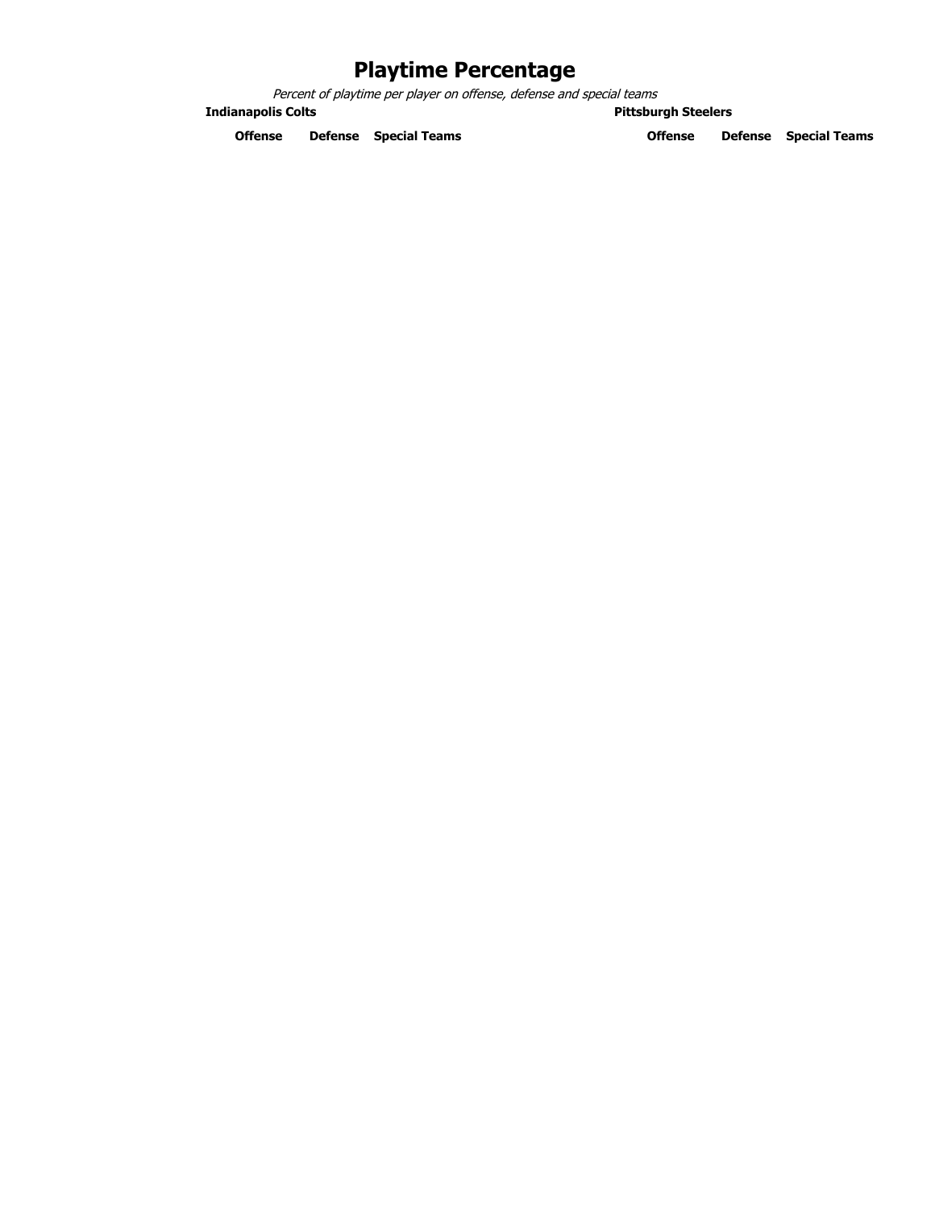# Playtime Percentage

*Percent of playtime per player on offense, defense and special teams*

**Indianapolis Colts**

| Offense | Defense | Special Teams |
| --- | --- | --- |

**Pittsburgh Steelers**

| Offense | Defense | Special Teams |
| --- | --- | --- |